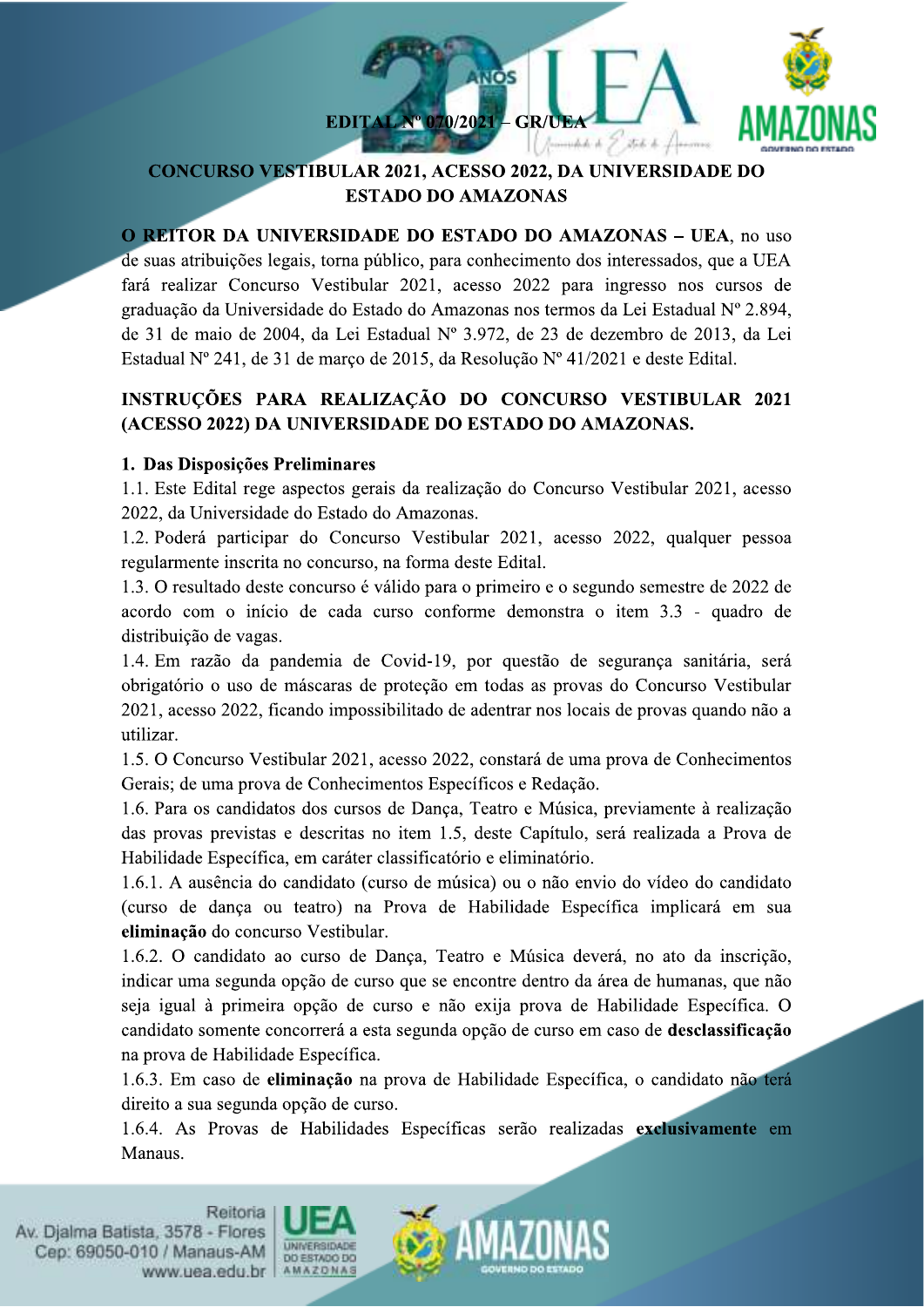**EDITAL Nº 070/2021 – GR/UEA**

# CONCURSO VESTIBULAR 2021, ACESSO 2022, DA UNIVERSIDADE DO ESTADO DO AMAZONAS

**O REITOR DA UNIVERSIDADE DO ESTADO DO AMAZONAS – UEA**, no uso de suas atribuições legais, torna público, para conhecimento dos interessados, que a UEA fará realizar Concurso Vestibular 2021, acesso 2022 para ingresso nos cursos de graduação da Universidade do Estado do Amazonas nos termos da Lei Estadual Nº 2.894, de 31 de maio de 2004, da Lei Estadual Nº 3.972, de 23 de dezembro de 2013, da Lei Estadual Nº 241, de 31 de março de 2015, da Resolução Nº 41/2021 e deste Edital.

## INSTRUÇÕES PARA REALIZAÇÃO DO CONCURSO VESTIBULAR 2021 (ACESSO 2022) DA UNIVERSIDADE DO ESTADO DO AMAZONAS.

### 1. Das Disposições Preliminares

1.1. Este Edital rege aspectos gerais da realização do Concurso Vestibular 2021, acesso 2022, da Universidade do Estado do Amazonas.

1.2. Poderá participar do Concurso Vestibular 2021, acesso 2022, qualquer pessoa regularmente inscrita no concurso, na forma deste Edital.

1.3. O resultado deste concurso é válido para o primeiro e o segundo semestre de 2022 de acordo com o início de cada curso conforme demonstra o item 3.3 - quadro de distribuição de vagas.

1.4. Em razão da pandemia de Covid-19, por questão de segurança sanitária, será obrigatório o uso de máscaras de proteção em todas as provas do Concurso Vestibular 2021, acesso 2022, ficando impossibilitado de adentrar nos locais de provas quando não a utilizar.

1.5. O Concurso Vestibular 2021, acesso 2022, constará de uma prova de Conhecimentos Gerais; de uma prova de Conhecimentos Específicos e Redação.

1.6. Para os candidatos dos cursos de Dança, Teatro e Música, previamente à realização das provas previstas e descritas no item 1.5, deste Capítulo, será realizada a Prova de Habilidade Específica, em caráter classificatório e eliminatório.

1.6.1. A ausência do candidato (curso de música) ou o não envio do vídeo do candidato (curso de dança ou teatro) na Prova de Habilidade Específica implicará em sua **eliminação** do concurso Vestibular.

1.6.2. O candidato ao curso de Dança, Teatro e Música deverá, no ato da inscrição, indicar uma segunda opção de curso que se encontre dentro da área de humanas, que não seja igual à primeira opção de curso e não exija prova de Habilidade Específica. O candidato somente concorrerá a esta segunda opção de curso em caso de **desclassificação** na prova de Habilidade Específica.

1.6.3. Em caso de **eliminação** na prova de Habilidade Específica, o candidato não terá direito a sua segunda opção de curso.

1.6.4. As Provas de Habilidades Específicas serão realizadas **exclusivamente** em Manaus.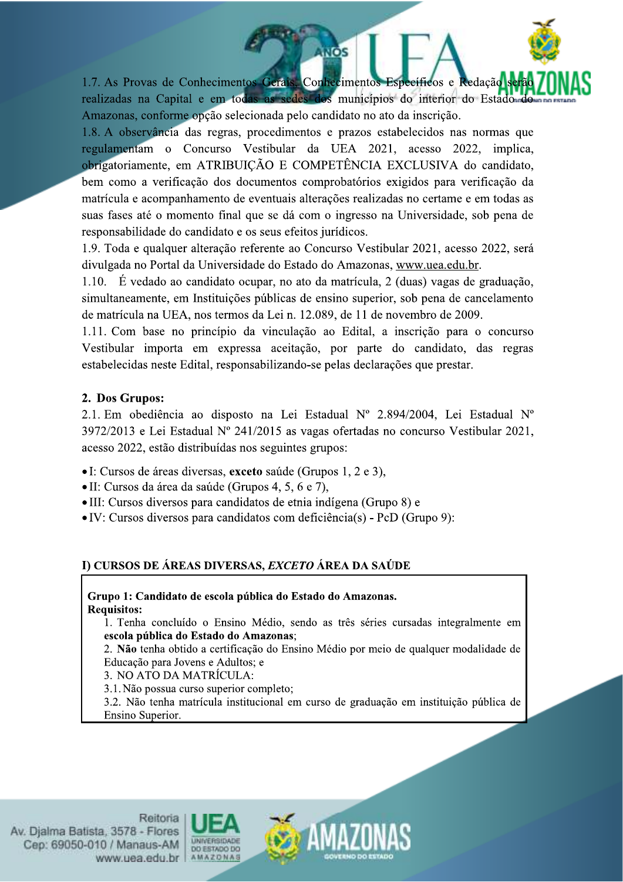1.7. As Provas de Conhecimentos Gerais, Conhecimentos Específicos e Redação serão realizadas na Capital e em todas as sedes dos municípios do interior do Estado do Amazonas, conforme opção selecionada pelo candidato no ato da inscrição.

1.8. A observância das regras, procedimentos e prazos estabelecidos nas normas que regulamentam o Concurso Vestibular da UEA 2021, acesso 2022, implica, obrigatoriamente, em ATRIBUIÇÃO E COMPETÊNCIA EXCLUSIVA do candidato, bem como a verificação dos documentos comprobatórios exigidos para verificação da matrícula e acompanhamento de eventuais alterações realizadas no certame e em todas as suas fases até o momento final que se dá com o ingresso na Universidade, sob pena de responsabilidade do candidato e os seus efeitos jurídicos.

1.9. Toda e qualquer alteração referente ao Concurso Vestibular 2021, acesso 2022, será divulgada no Portal da Universidade do Estado do Amazonas, www.uea.edu.br.

1.10. É vedado ao candidato ocupar, no ato da matrícula, 2 (duas) vagas de graduação, simultaneamente, em Instituições públicas de ensino superior, sob pena de cancelamento de matrícula na UEA, nos termos da Lei n. 12.089, de 11 de novembro de 2009.

1.11. Com base no princípio da vinculação ao Edital, a inscrição para o concurso Vestibular importa em expressa aceitação, por parte do candidato, das regras estabelecidas neste Edital, responsabilizando-se pelas declarações que prestar.

## 2. Dos Grupos:

2.1. Em obediência ao disposto na Lei Estadual Nº 2.894/2004, Lei Estadual Nº 3972/2013 e Lei Estadual Nº 241/2015 as vagas ofertadas no concurso Vestibular 2021, acesso 2022, estão distribuídas nos seguintes grupos:

- I: Cursos de áreas diversas, **exceto** saúde (Grupos 1, 2 e 3),
- II: Cursos da área da saúde (Grupos 4, 5, 6 e 7),
- III: Cursos diversos para candidatos de etnia indígena (Grupo 8) e
- IV: Cursos diversos para candidatos com deficiência(s) - PcD (Grupo 9):

### I) CURSOS DE ÁREAS DIVERSAS, *EXCETO* ÁREA DA SAÚDE

**Grupo 1: Candidato de escola pública do Estado do Amazonas.**
**Requisitos:**

1. Tenha concluído o Ensino Médio, sendo as três séries cursadas integralmente em **escola pública do Estado do Amazonas**;
2. **Não** tenha obtido a certificação do Ensino Médio por meio de qualquer modalidade de Educação para Jovens e Adultos; e
3. NO ATO DA MATRÍCULA:

3.1. Não possua curso superior completo;

3.2. Não tenha matrícula institucional em curso de graduação em instituição pública de Ensino Superior.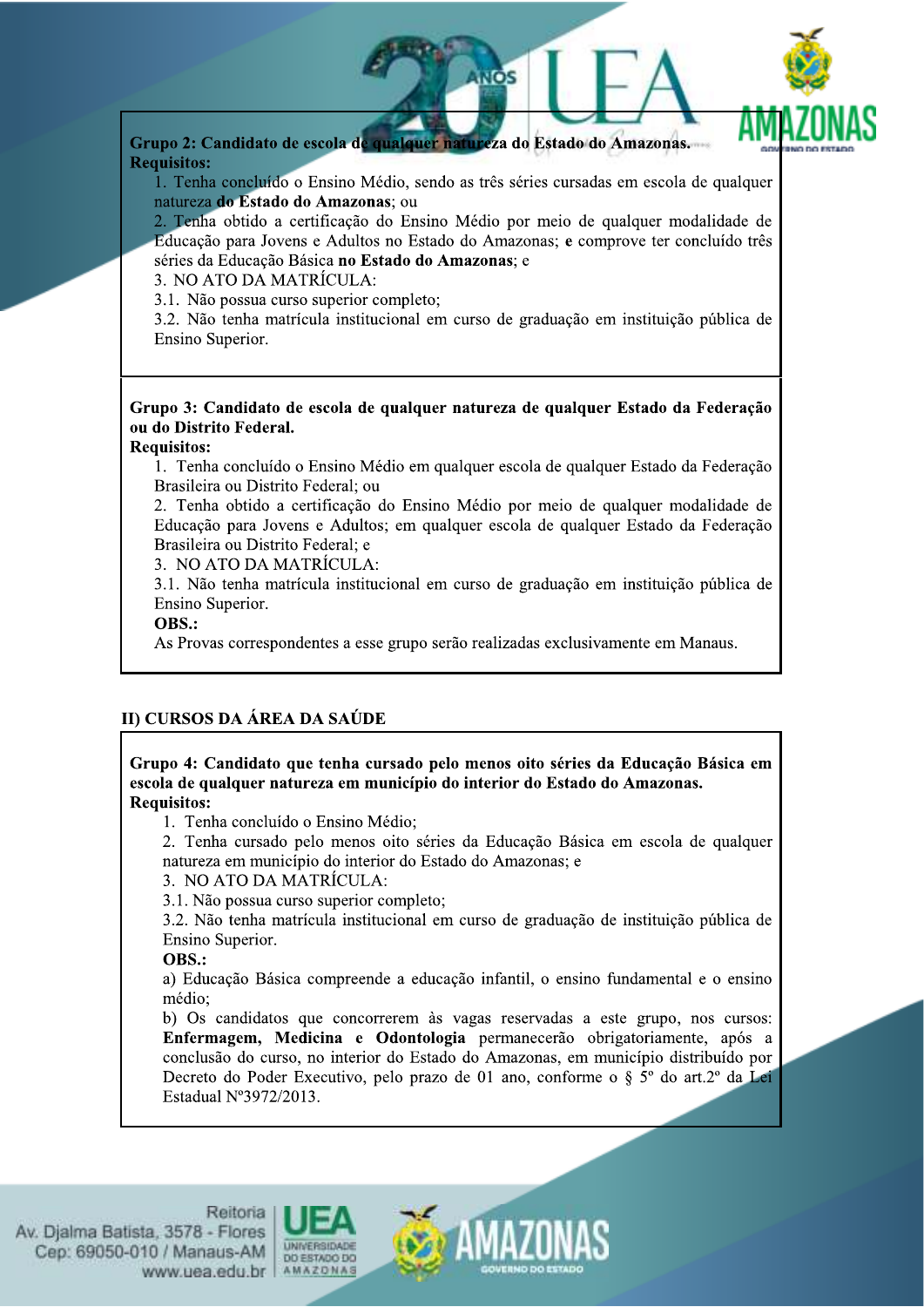**Grupo 2: Candidato de escola de qualquer natureza do Estado do Amazonas.**
**Requisitos:**

1. Tenha concluído o Ensino Médio, sendo as três séries cursadas em escola de qualquer natureza **do Estado do Amazonas**; ou
2. Tenha obtido a certificação do Ensino Médio por meio de qualquer modalidade de Educação para Jovens e Adultos no Estado do Amazonas; **e** comprove ter concluído três séries da Educação Básica **no Estado do Amazonas**; e
3. NO ATO DA MATRÍCULA:

3.1. Não possua curso superior completo;
3.2. Não tenha matrícula institucional em curso de graduação em instituição pública de Ensino Superior.

**Grupo 3: Candidato de escola de qualquer natureza de qualquer Estado da Federação ou do Distrito Federal.**
**Requisitos:**

1. Tenha concluído o Ensino Médio em qualquer escola de qualquer Estado da Federação Brasileira ou Distrito Federal; ou
2. Tenha obtido a certificação do Ensino Médio por meio de qualquer modalidade de Educação para Jovens e Adultos; em qualquer escola de qualquer Estado da Federação Brasileira ou Distrito Federal; e
3. NO ATO DA MATRÍCULA:

3.1. Não tenha matrícula institucional em curso de graduação em instituição pública de Ensino Superior.

**OBS.:**
As Provas correspondentes a esse grupo serão realizadas exclusivamente em Manaus.

## II) CURSOS DA ÁREA DA SAÚDE

**Grupo 4: Candidato que tenha cursado pelo menos oito séries da Educação Básica em escola de qualquer natureza em município do interior do Estado do Amazonas.**
**Requisitos:**

1. Tenha concluído o Ensino Médio;
2. Tenha cursado pelo menos oito séries da Educação Básica em escola de qualquer natureza em município do interior do Estado do Amazonas; e
3. NO ATO DA MATRÍCULA:

3.1. Não possua curso superior completo;
3.2. Não tenha matrícula institucional em curso de graduação de instituição pública de Ensino Superior.

**OBS.:**
a) Educação Básica compreende a educação infantil, o ensino fundamental e o ensino médio;
b) Os candidatos que concorrerem às vagas reservadas a este grupo, nos cursos: **Enfermagem, Medicina e Odontologia** permanecerão obrigatoriamente, após a conclusão do curso, no interior do Estado do Amazonas, em município distribuído por Decreto do Poder Executivo, pelo prazo de 01 ano, conforme o § 5º do art.2º da Lei Estadual Nº3972/2013.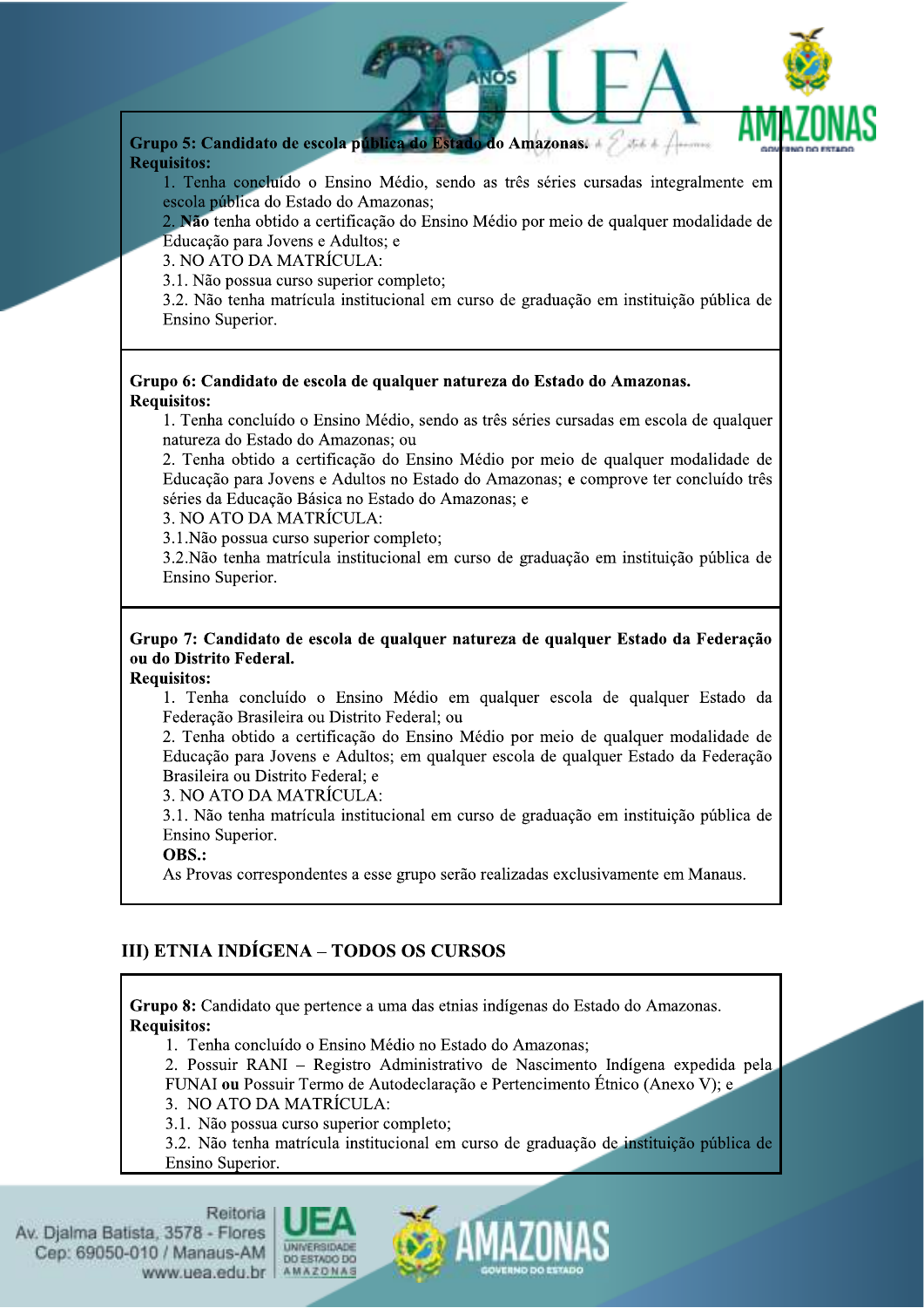**Grupo 5: Candidato de escola pública do Estado do Amazonas.**
**Requisitos:**

1. Tenha concluído o Ensino Médio, sendo as três séries cursadas integralmente em escola pública do Estado do Amazonas;
2. **Não** tenha obtido a certificação do Ensino Médio por meio de qualquer modalidade de Educação para Jovens e Adultos; e
3. NO ATO DA MATRÍCULA:
3.1. Não possua curso superior completo;
3.2. Não tenha matrícula institucional em curso de graduação em instituição pública de Ensino Superior.

**Grupo 6: Candidato de escola de qualquer natureza do Estado do Amazonas.**
**Requisitos:**

1. Tenha concluído o Ensino Médio, sendo as três séries cursadas em escola de qualquer natureza do Estado do Amazonas; ou
2. Tenha obtido a certificação do Ensino Médio por meio de qualquer modalidade de Educação para Jovens e Adultos no Estado do Amazonas; **e** comprove ter concluído três séries da Educação Básica no Estado do Amazonas; e
3. NO ATO DA MATRÍCULA:
3.1.Não possua curso superior completo;
3.2.Não tenha matrícula institucional em curso de graduação em instituição pública de Ensino Superior.

**Grupo 7: Candidato de escola de qualquer natureza de qualquer Estado da Federação ou do Distrito Federal.**
**Requisitos:**

1. Tenha concluído o Ensino Médio em qualquer escola de qualquer Estado da Federação Brasileira ou Distrito Federal; ou
2. Tenha obtido a certificação do Ensino Médio por meio de qualquer modalidade de Educação para Jovens e Adultos; em qualquer escola de qualquer Estado da Federação Brasileira ou Distrito Federal; e
3. NO ATO DA MATRÍCULA:
3.1. Não tenha matrícula institucional em curso de graduação em instituição pública de Ensino Superior.

**OBS.:**
As Provas correspondentes a esse grupo serão realizadas exclusivamente em Manaus.

## III) ETNIA INDÍGENA – TODOS OS CURSOS

**Grupo 8:** Candidato que pertence a uma das etnias indígenas do Estado do Amazonas.
**Requisitos:**

1. Tenha concluído o Ensino Médio no Estado do Amazonas;
2. Possuir RANI – Registro Administrativo de Nascimento Indígena expedida pela FUNAI **ou** Possuir Termo de Autodeclaração e Pertencimento Étnico (Anexo V); e
3. NO ATO DA MATRÍCULA:
3.1. Não possua curso superior completo;
3.2. Não tenha matrícula institucional em curso de graduação de instituição pública de Ensino Superior.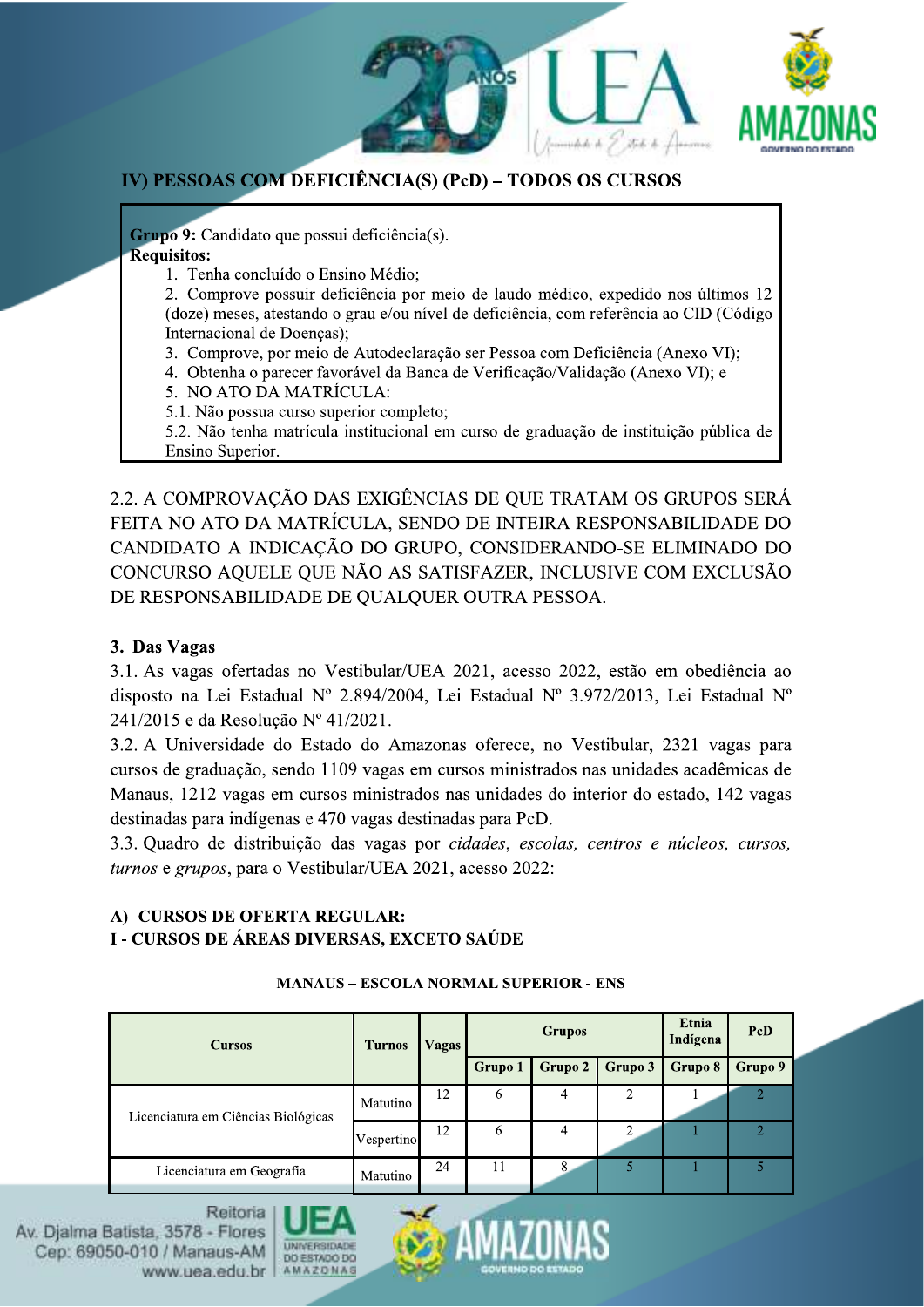## IV) PESSOAS COM DEFICIÊNCIA(S) (PcD) – TODOS OS CURSOS

**Grupo 9:** Candidato que possui deficiência(s).
**Requisitos:**

1. Tenha concluído o Ensino Médio;
2. Comprove possuir deficiência por meio de laudo médico, expedido nos últimos 12 (doze) meses, atestando o grau e/ou nível de deficiência, com referência ao CID (Código Internacional de Doenças);
3. Comprove, por meio de Autodeclaração ser Pessoa com Deficiência (Anexo VI);
4. Obtenha o parecer favorável da Banca de Verificação/Validação (Anexo VI); e
5. NO ATO DA MATRÍCULA:

5.1. Não possua curso superior completo;

5.2. Não tenha matrícula institucional em curso de graduação de instituição pública de Ensino Superior.

2.2. A COMPROVAÇÃO DAS EXIGÊNCIAS DE QUE TRATAM OS GRUPOS SERÁ FEITA NO ATO DA MATRÍCULA, SENDO DE INTEIRA RESPONSABILIDADE DO CANDIDATO A INDICAÇÃO DO GRUPO, CONSIDERANDO-SE ELIMINADO DO CONCURSO AQUELE QUE NÃO AS SATISFAZER, INCLUSIVE COM EXCLUSÃO DE RESPONSABILIDADE DE QUALQUER OUTRA PESSOA.

### 3. Das Vagas

3.1. As vagas ofertadas no Vestibular/UEA 2021, acesso 2022, estão em obediência ao disposto na Lei Estadual Nº 2.894/2004, Lei Estadual Nº 3.972/2013, Lei Estadual Nº 241/2015 e da Resolução Nº 41/2021.

3.2. A Universidade do Estado do Amazonas oferece, no Vestibular, 2321 vagas para cursos de graduação, sendo 1109 vagas em cursos ministrados nas unidades acadêmicas de Manaus, 1212 vagas em cursos ministrados nas unidades do interior do estado, 142 vagas destinadas para indígenas e 470 vagas destinadas para PcD.

3.3. Quadro de distribuição das vagas por *cidades*, *escolas, centros e núcleos, cursos, turnos* e *grupos*, para o Vestibular/UEA 2021, acesso 2022:

### A) CURSOS DE OFERTA REGULAR:
### I - CURSOS DE ÁREAS DIVERSAS, EXCETO SAÚDE

**MANAUS – ESCOLA NORMAL SUPERIOR - ENS**

| Cursos | Turnos | Vagas | Grupos | | | Etnia Indígena | PcD |
|---|---|---|---|---|---|---|---|
| | | | Grupo 1 | Grupo 2 | Grupo 3 | Grupo 8 | Grupo 9 |
| Licenciatura em Ciências Biológicas | Matutino | 12 | 6 | 4 | 2 | 1 | 2 |
| | Vespertino | 12 | 6 | 4 | 2 | 1 | 2 |
| Licenciatura em Geografia | Matutino | 24 | 11 | 8 | 5 | 1 | 5 |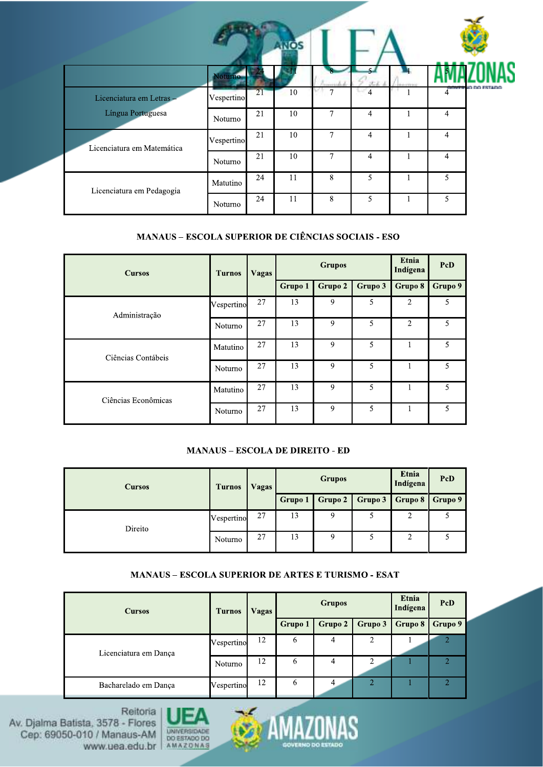| | Turnos | Vagas | Grupo 1 | Grupo 2 | Grupo 3 | Grupo 8 | Grupo 9 |
|---|---|---|---|---|---|---|---|
| | Noturno | 24 | 11 | 8 | 5 | 1 | 5 |
| Licenciatura em Letras – Língua Portuguesa | Vespertino | 21 | 10 | 7 | 4 | 1 | 4 |
| | Noturno | 21 | 10 | 7 | 4 | 1 | 4 |
| Licenciatura em Matemática | Vespertino | 21 | 10 | 7 | 4 | 1 | 4 |
| | Noturno | 21 | 10 | 7 | 4 | 1 | 4 |
| Licenciatura em Pedagogia | Matutino | 24 | 11 | 8 | 5 | 1 | 5 |
| | Noturno | 24 | 11 | 8 | 5 | 1 | 5 |

### MANAUS – ESCOLA SUPERIOR DE CIÊNCIAS SOCIAIS - ESO

| Cursos | Turnos | Vagas | Grupos | | | Etnia Indígena | PcD |
|---|---|---|---|---|---|---|---|
| | | | Grupo 1 | Grupo 2 | Grupo 3 | Grupo 8 | Grupo 9 |
| Administração | Vespertino | 27 | 13 | 9 | 5 | 2 | 5 |
| | Noturno | 27 | 13 | 9 | 5 | 2 | 5 |
| Ciências Contábeis | Matutino | 27 | 13 | 9 | 5 | 1 | 5 |
| | Noturno | 27 | 13 | 9 | 5 | 1 | 5 |
| Ciências Econômicas | Matutino | 27 | 13 | 9 | 5 | 1 | 5 |
| | Noturno | 27 | 13 | 9 | 5 | 1 | 5 |

### MANAUS – ESCOLA DE DIREITO - ED

| Cursos | Turnos | Vagas | Grupos | | | Etnia Indígena | PcD |
|---|---|---|---|---|---|---|---|
| | | | Grupo 1 | Grupo 2 | Grupo 3 | Grupo 8 | Grupo 9 |
| Direito | Vespertino | 27 | 13 | 9 | 5 | 2 | 5 |
| | Noturno | 27 | 13 | 9 | 5 | 2 | 5 |

### MANAUS – ESCOLA SUPERIOR DE ARTES E TURISMO - ESAT

| Cursos | Turnos | Vagas | Grupos | | | Etnia Indígena | PcD |
|---|---|---|---|---|---|---|---|
| | | | Grupo 1 | Grupo 2 | Grupo 3 | Grupo 8 | Grupo 9 |
| Licenciatura em Dança | Vespertino | 12 | 6 | 4 | 2 | 1 | 2 |
| | Noturno | 12 | 6 | 4 | 2 | 1 | 2 |
| Bacharelado em Dança | Vespertino | 12 | 6 | 4 | 2 | 1 | 2 |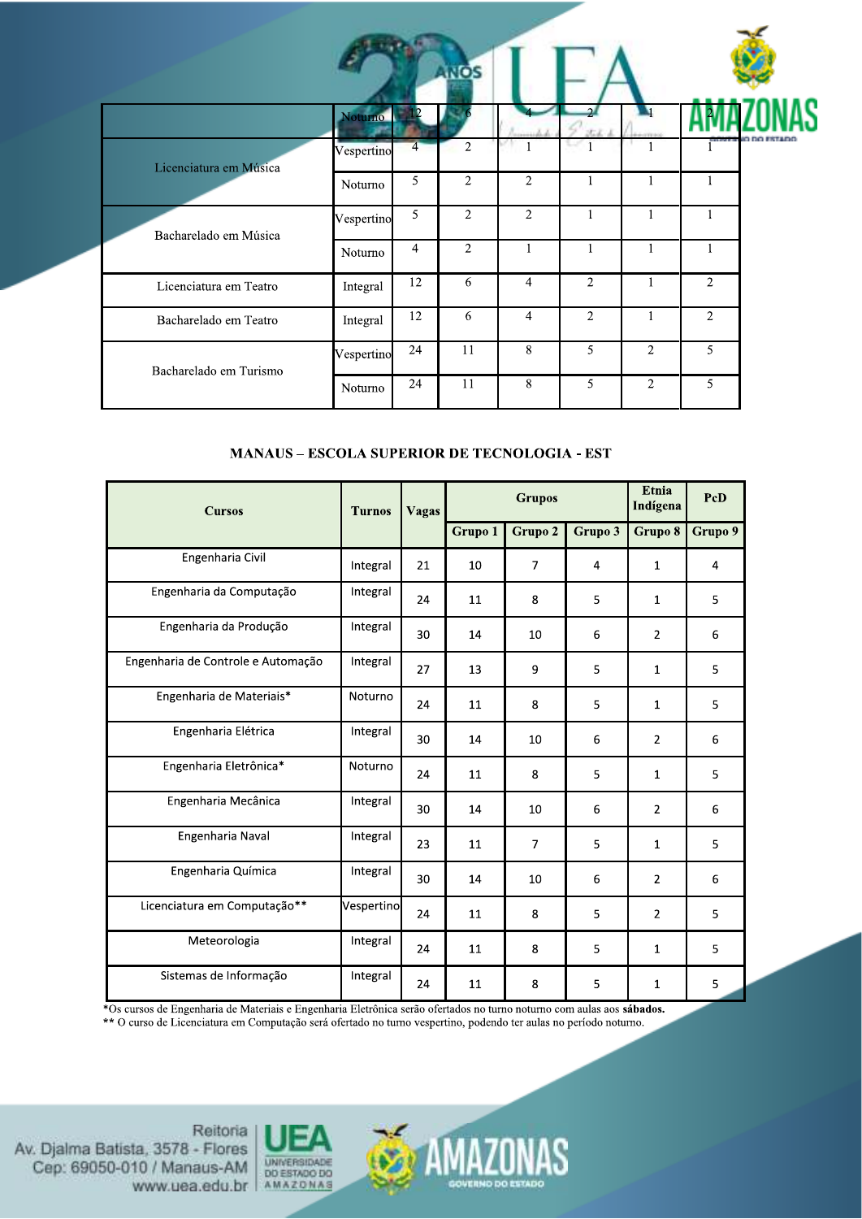| | | | | | | | |
|---|---|---|---|---|---|---|---|
| | Noturno | 12 | 6 | 4 | 2 | 1 | 2 |
| Licenciatura em Música | Vespertino | 4 | 2 | 1 | 1 | 1 | 1 |
| | Noturno | 5 | 2 | 2 | 1 | 1 | 1 |
| Bacharelado em Música | Vespertino | 5 | 2 | 2 | 1 | 1 | 1 |
| | Noturno | 4 | 2 | 1 | 1 | 1 | 1 |
| Licenciatura em Teatro | Integral | 12 | 6 | 4 | 2 | 1 | 2 |
| Bacharelado em Teatro | Integral | 12 | 6 | 4 | 2 | 1 | 2 |
| Bacharelado em Turismo | Vespertino | 24 | 11 | 8 | 5 | 2 | 5 |
| | Noturno | 24 | 11 | 8 | 5 | 2 | 5 |

**MANAUS – ESCOLA SUPERIOR DE TECNOLOGIA - EST**

| Cursos | Turnos | Vagas | Grupos | | | Etnia Indígena | PcD |
|---|---|---|---|---|---|---|---|
| | | | Grupo 1 | Grupo 2 | Grupo 3 | Grupo 8 | Grupo 9 |
| Engenharia Civil | Integral | 21 | 10 | 7 | 4 | 1 | 4 |
| Engenharia da Computação | Integral | 24 | 11 | 8 | 5 | 1 | 5 |
| Engenharia da Produção | Integral | 30 | 14 | 10 | 6 | 2 | 6 |
| Engenharia de Controle e Automação | Integral | 27 | 13 | 9 | 5 | 1 | 5 |
| Engenharia de Materiais* | Noturno | 24 | 11 | 8 | 5 | 1 | 5 |
| Engenharia Elétrica | Integral | 30 | 14 | 10 | 6 | 2 | 6 |
| Engenharia Eletrônica* | Noturno | 24 | 11 | 8 | 5 | 1 | 5 |
| Engenharia Mecânica | Integral | 30 | 14 | 10 | 6 | 2 | 6 |
| Engenharia Naval | Integral | 23 | 11 | 7 | 5 | 1 | 5 |
| Engenharia Química | Integral | 30 | 14 | 10 | 6 | 2 | 6 |
| Licenciatura em Computação** | Vespertino | 24 | 11 | 8 | 5 | 2 | 5 |
| Meteorologia | Integral | 24 | 11 | 8 | 5 | 1 | 5 |
| Sistemas de Informação | Integral | 24 | 11 | 8 | 5 | 1 | 5 |

*Os cursos de Engenharia de Materiais e Engenharia Eletrônica serão ofertados no turno noturno com aulas aos **sábados.**
** O curso de Licenciatura em Computação será ofertado no turno vespertino, podendo ter aulas no período noturno.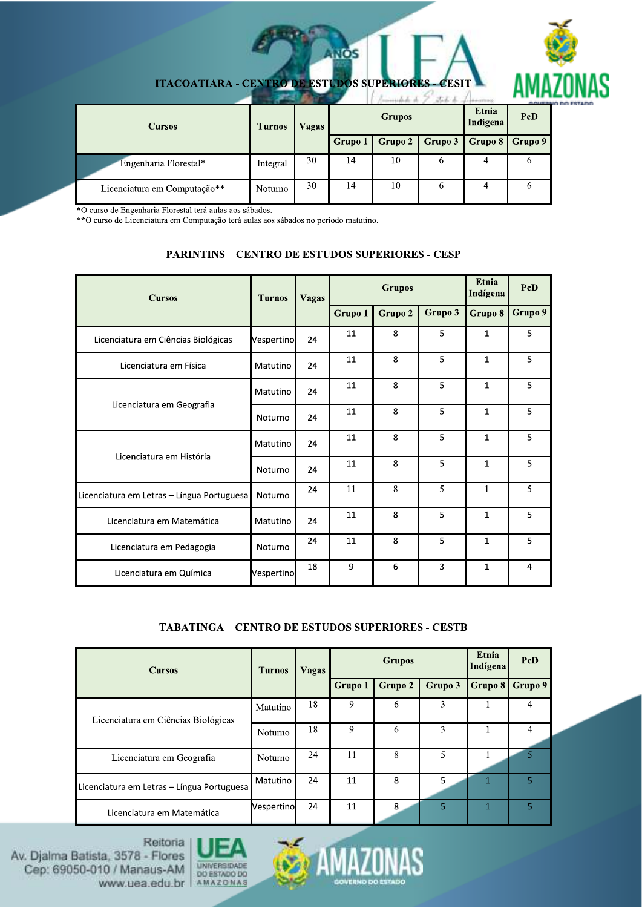## ITACOATIARA - CENTRO DE ESTUDOS SUPERIORES - CESIT

| Cursos | Turnos | Vagas | Grupos | | | Etnia Indígena | PcD |
|---|---|---|---|---|---|---|---|
| | | | Grupo 1 | Grupo 2 | Grupo 3 | Grupo 8 | Grupo 9 |
| Engenharia Florestal* | Integral | 30 | 14 | 10 | 6 | 4 | 6 |
| Licenciatura em Computação** | Noturno | 30 | 14 | 10 | 6 | 4 | 6 |

*O curso de Engenharia Florestal terá aulas aos sábados.
**O curso de Licenciatura em Computação terá aulas aos sábados no período matutino.

## PARINTINS – CENTRO DE ESTUDOS SUPERIORES - CESP

| Cursos | Turnos | Vagas | Grupos | | | Etnia Indígena | PcD |
|---|---|---|---|---|---|---|---|
| | | | Grupo 1 | Grupo 2 | Grupo 3 | Grupo 8 | Grupo 9 |
| Licenciatura em Ciências Biológicas | Vespertino | 24 | 11 | 8 | 5 | 1 | 5 |
| Licenciatura em Física | Matutino | 24 | 11 | 8 | 5 | 1 | 5 |
| Licenciatura em Geografia | Matutino | 24 | 11 | 8 | 5 | 1 | 5 |
| | Noturno | 24 | 11 | 8 | 5 | 1 | 5 |
| Licenciatura em História | Matutino | 24 | 11 | 8 | 5 | 1 | 5 |
| | Noturno | 24 | 11 | 8 | 5 | 1 | 5 |
| Licenciatura em Letras – Língua Portuguesa | Noturno | 24 | 11 | 8 | 5 | 1 | 5 |
| Licenciatura em Matemática | Matutino | 24 | 11 | 8 | 5 | 1 | 5 |
| Licenciatura em Pedagogia | Noturno | 24 | 11 | 8 | 5 | 1 | 5 |
| Licenciatura em Química | Vespertino | 18 | 9 | 6 | 3 | 1 | 4 |

## TABATINGA – CENTRO DE ESTUDOS SUPERIORES - CESTB

| Cursos | Turnos | Vagas | Grupos | | | Etnia Indígena | PcD |
|---|---|---|---|---|---|---|---|
| | | | Grupo 1 | Grupo 2 | Grupo 3 | Grupo 8 | Grupo 9 |
| Licenciatura em Ciências Biológicas | Matutino | 18 | 9 | 6 | 3 | 1 | 4 |
| | Noturno | 18 | 9 | 6 | 3 | 1 | 4 |
| Licenciatura em Geografia | Noturno | 24 | 11 | 8 | 5 | 1 | 5 |
| Licenciatura em Letras – Língua Portuguesa | Matutino | 24 | 11 | 8 | 5 | 1 | 5 |
| Licenciatura em Matemática | Vespertino | 24 | 11 | 8 | 5 | 1 | 5 |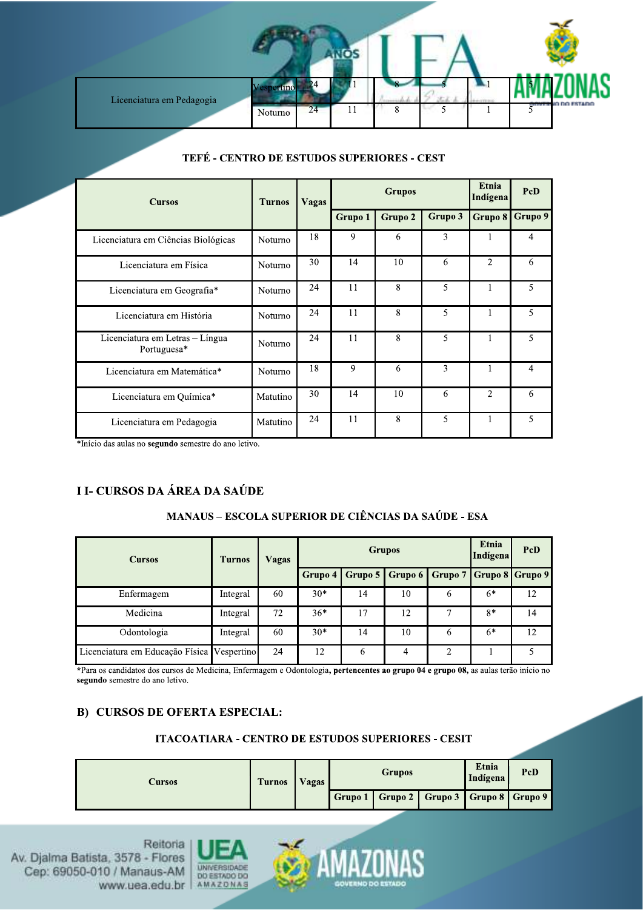| Licenciatura em Pedagogia | Vespertino | 24 | 11 | 8 | 5 | 1 | 5 |
|---|---|---|---|---|---|---|---|
| | Noturno | 24 | 11 | 8 | 5 | 1 | 5 |

**TEFÉ - CENTRO DE ESTUDOS SUPERIORES - CEST**

| Cursos | Turnos | Vagas | Grupos | | | Etnia Indígena | PcD |
|---|---|---|---|---|---|---|---|
| | | | Grupo 1 | Grupo 2 | Grupo 3 | Grupo 8 | Grupo 9 |
| Licenciatura em Ciências Biológicas | Noturno | 18 | 9 | 6 | 3 | 1 | 4 |
| Licenciatura em Física | Noturno | 30 | 14 | 10 | 6 | 2 | 6 |
| Licenciatura em Geografia* | Noturno | 24 | 11 | 8 | 5 | 1 | 5 |
| Licenciatura em História | Noturno | 24 | 11 | 8 | 5 | 1 | 5 |
| Licenciatura em Letras – Língua Portuguesa* | Noturno | 24 | 11 | 8 | 5 | 1 | 5 |
| Licenciatura em Matemática* | Noturno | 18 | 9 | 6 | 3 | 1 | 4 |
| Licenciatura em Química* | Matutino | 30 | 14 | 10 | 6 | 2 | 6 |
| Licenciatura em Pedagogia | Matutino | 24 | 11 | 8 | 5 | 1 | 5 |

*Início das aulas no **segundo** semestre do ano letivo.

## I I- CURSOS DA ÁREA DA SAÚDE

**MANAUS – ESCOLA SUPERIOR DE CIÊNCIAS DA SAÚDE - ESA**

| Cursos | Turnos | Vagas | Grupos | | | | Etnia Indígena | PcD |
|---|---|---|---|---|---|---|---|---|
| | | | Grupo 4 | Grupo 5 | Grupo 6 | Grupo 7 | Grupo 8 | Grupo 9 |
| Enfermagem | Integral | 60 | 30* | 14 | 10 | 6 | 6* | 12 |
| Medicina | Integral | 72 | 36* | 17 | 12 | 7 | 8* | 14 |
| Odontologia | Integral | 60 | 30* | 14 | 10 | 6 | 6* | 12 |
| Licenciatura em Educação Física | Vespertino | 24 | 12 | 6 | 4 | 2 | 1 | 5 |

*Para os candidatos dos cursos de Medicina, Enfermagem e Odontologia, **pertencentes ao grupo 04 e grupo 08,** as aulas terão início no **segundo** semestre do ano letivo.

## B) CURSOS DE OFERTA ESPECIAL:

**ITACOATIARA - CENTRO DE ESTUDOS SUPERIORES - CESIT**

| Cursos | Turnos | Vagas | Grupos | | | Etnia Indígena | PcD |
|---|---|---|---|---|---|---|---|
| | | | Grupo 1 | Grupo 2 | Grupo 3 | Grupo 8 | Grupo 9 |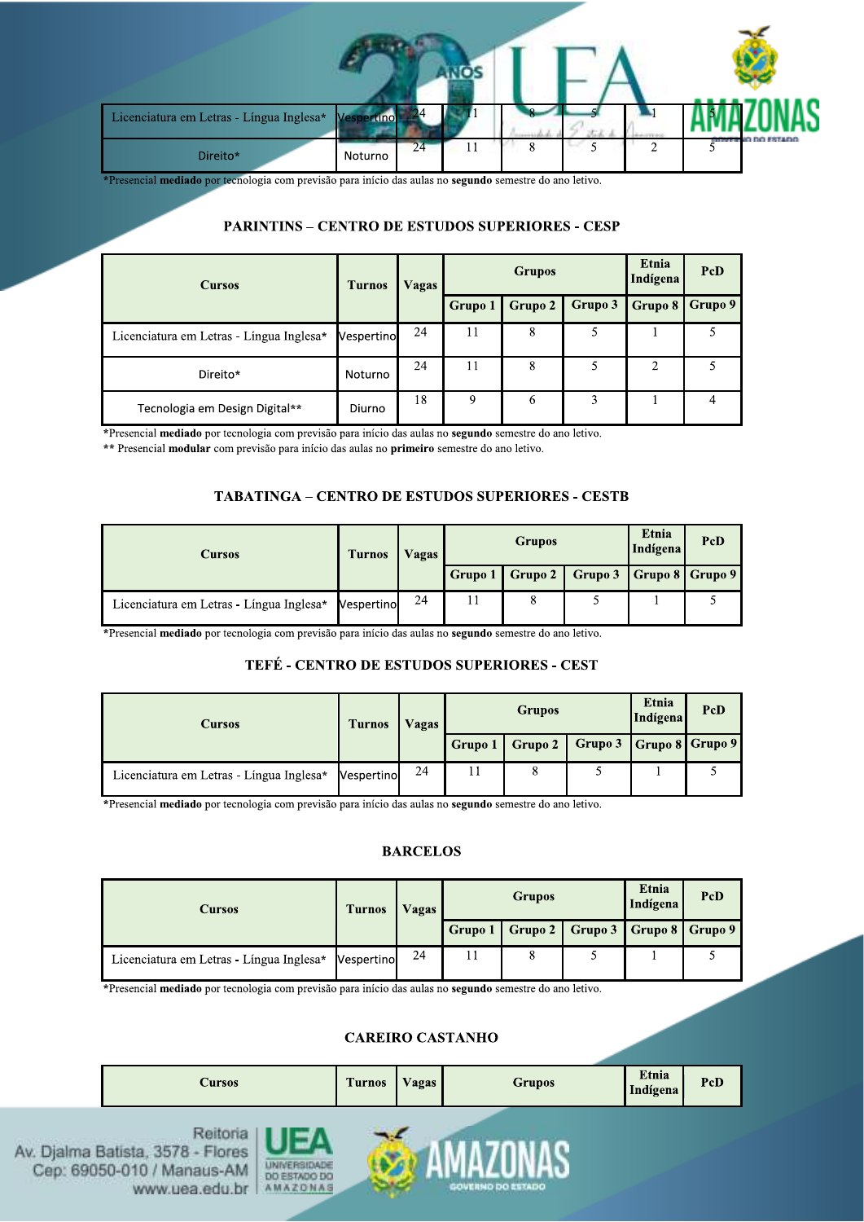| Licenciatura em Letras - Língua Inglesa* | Vespertino | 24 | 11 | 8 | 5 | 1 | 5 |
|---|---|---|---|---|---|---|---|
| Direito* | Noturno | 24 | 11 | 8 | 5 | 2 | 5 |

*Presencial **mediado** por tecnologia com previsão para início das aulas no **segundo** semestre do ano letivo.

### PARINTINS – CENTRO DE ESTUDOS SUPERIORES - CESP

| Cursos | Turnos | Vagas | Grupos | | | Etnia Indígena | PcD |
|---|---|---|---|---|---|---|---|
| | | | Grupo 1 | Grupo 2 | Grupo 3 | Grupo 8 | Grupo 9 |
| Licenciatura em Letras - Língua Inglesa* | Vespertino | 24 | 11 | 8 | 5 | 1 | 5 |
| Direito* | Noturno | 24 | 11 | 8 | 5 | 2 | 5 |
| Tecnologia em Design Digital** | Diurno | 18 | 9 | 6 | 3 | 1 | 4 |

*Presencial **mediado** por tecnologia com previsão para início das aulas no **segundo** semestre do ano letivo.
** Presencial **modular** com previsão para início das aulas no **primeiro** semestre do ano letivo.

### TABATINGA – CENTRO DE ESTUDOS SUPERIORES - CESTB

| Cursos | Turnos | Vagas | Grupos | | | Etnia Indígena | PcD |
|---|---|---|---|---|---|---|---|
| | | | Grupo 1 | Grupo 2 | Grupo 3 | Grupo 8 | Grupo 9 |
| Licenciatura em Letras - Língua Inglesa* | Vespertino | 24 | 11 | 8 | 5 | 1 | 5 |

*Presencial **mediado** por tecnologia com previsão para início das aulas no **segundo** semestre do ano letivo.

### TEFÉ - CENTRO DE ESTUDOS SUPERIORES - CEST

| Cursos | Turnos | Vagas | Grupos | | | Etnia Indígena | PcD |
|---|---|---|---|---|---|---|---|
| | | | Grupo 1 | Grupo 2 | Grupo 3 | Grupo 8 | Grupo 9 |
| Licenciatura em Letras - Língua Inglesa* | Vespertino | 24 | 11 | 8 | 5 | 1 | 5 |

*Presencial **mediado** por tecnologia com previsão para início das aulas no **segundo** semestre do ano letivo.

### BARCELOS

| Cursos | Turnos | Vagas | Grupos | | | Etnia Indígena | PcD |
|---|---|---|---|---|---|---|---|
| | | | Grupo 1 | Grupo 2 | Grupo 3 | Grupo 8 | Grupo 9 |
| Licenciatura em Letras - Língua Inglesa* | Vespertino | 24 | 11 | 8 | 5 | 1 | 5 |

*Presencial **mediado** por tecnologia com previsão para início das aulas no **segundo** semestre do ano letivo.

### CAREIRO CASTANHO

| Cursos | Turnos | Vagas | Grupos | Etnia Indígena | PcD |
|---|---|---|---|---|---|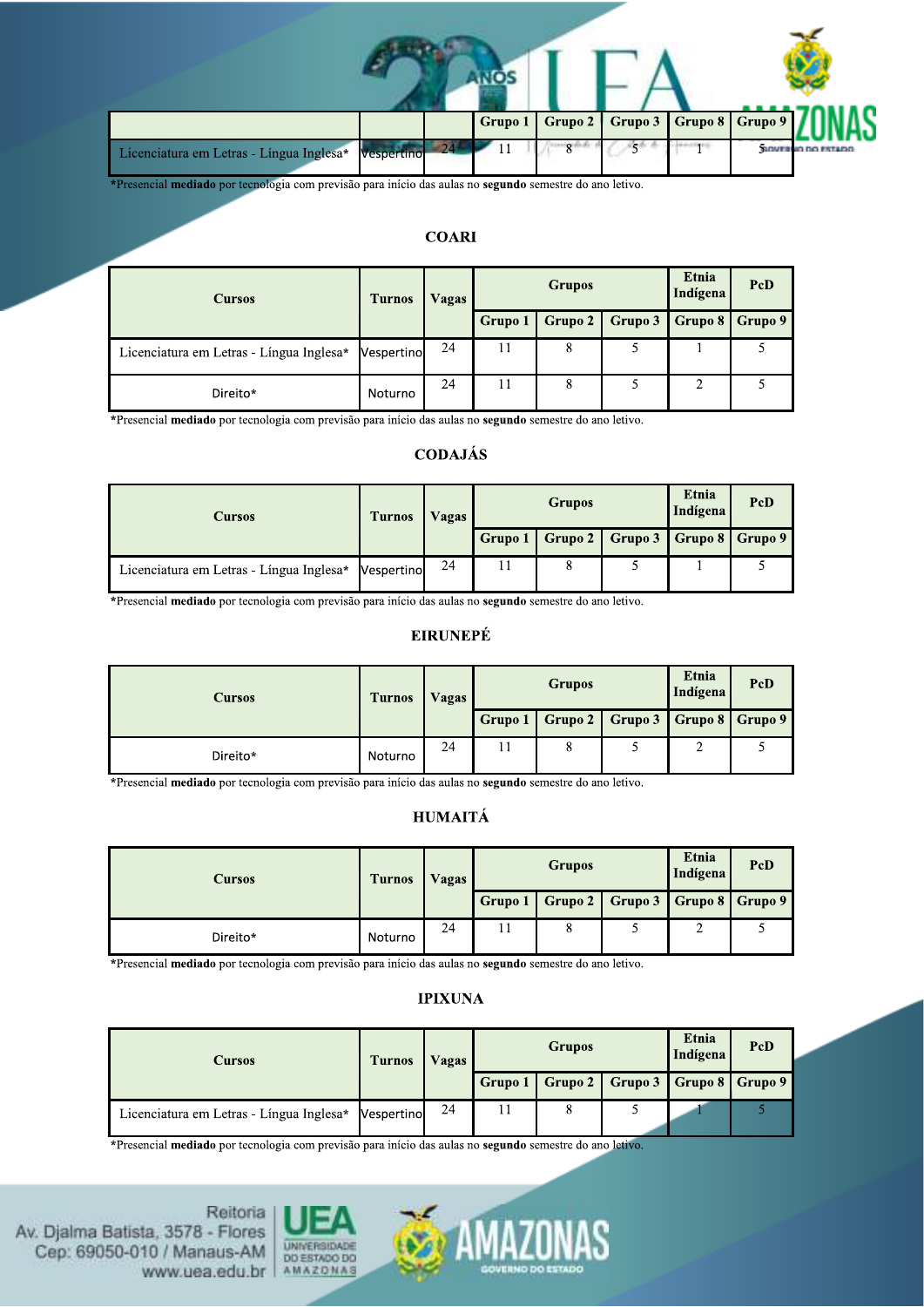| | | | Grupo 1 | Grupo 2 | Grupo 3 | Grupo 8 | Grupo 9 |
|---|---|---|---|---|---|---|---|
| Licenciatura em Letras - Língua Inglesa* | Vespertino | 24 | 11 | 8 | 5 | 1 | 5 |

*Presencial **mediado** por tecnologia com previsão para início das aulas no **segundo** semestre do ano letivo.

### COARI

| Cursos | Turnos | Vagas | Grupos | | | Etnia Indígena | PcD |
|---|---|---|---|---|---|---|---|
| | | | Grupo 1 | Grupo 2 | Grupo 3 | Grupo 8 | Grupo 9 |
| Licenciatura em Letras - Língua Inglesa* | Vespertino | 24 | 11 | 8 | 5 | 1 | 5 |
| Direito* | Noturno | 24 | 11 | 8 | 5 | 2 | 5 |

*Presencial **mediado** por tecnologia com previsão para início das aulas no **segundo** semestre do ano letivo.

### CODAJÁS

| Cursos | Turnos | Vagas | Grupos | | | Etnia Indígena | PcD |
|---|---|---|---|---|---|---|---|
| | | | Grupo 1 | Grupo 2 | Grupo 3 | Grupo 8 | Grupo 9 |
| Licenciatura em Letras - Língua Inglesa* | Vespertino | 24 | 11 | 8 | 5 | 1 | 5 |

*Presencial **mediado** por tecnologia com previsão para início das aulas no **segundo** semestre do ano letivo.

### EIRUNEPÉ

| Cursos | Turnos | Vagas | Grupos | | | Etnia Indígena | PcD |
|---|---|---|---|---|---|---|---|
| | | | Grupo 1 | Grupo 2 | Grupo 3 | Grupo 8 | Grupo 9 |
| Direito* | Noturno | 24 | 11 | 8 | 5 | 2 | 5 |

*Presencial **mediado** por tecnologia com previsão para início das aulas no **segundo** semestre do ano letivo.

### HUMAITÁ

| Cursos | Turnos | Vagas | Grupos | | | Etnia Indígena | PcD |
|---|---|---|---|---|---|---|---|
| | | | Grupo 1 | Grupo 2 | Grupo 3 | Grupo 8 | Grupo 9 |
| Direito* | Noturno | 24 | 11 | 8 | 5 | 2 | 5 |

*Presencial **mediado** por tecnologia com previsão para início das aulas no **segundo** semestre do ano letivo.

### IPIXUNA

| Cursos | Turnos | Vagas | Grupos | | | Etnia Indígena | PcD |
|---|---|---|---|---|---|---|---|
| | | | Grupo 1 | Grupo 2 | Grupo 3 | Grupo 8 | Grupo 9 |
| Licenciatura em Letras - Língua Inglesa* | Vespertino | 24 | 11 | 8 | 5 | 1 | 5 |

*Presencial **mediado** por tecnologia com previsão para início das aulas no **segundo** semestre do ano letivo.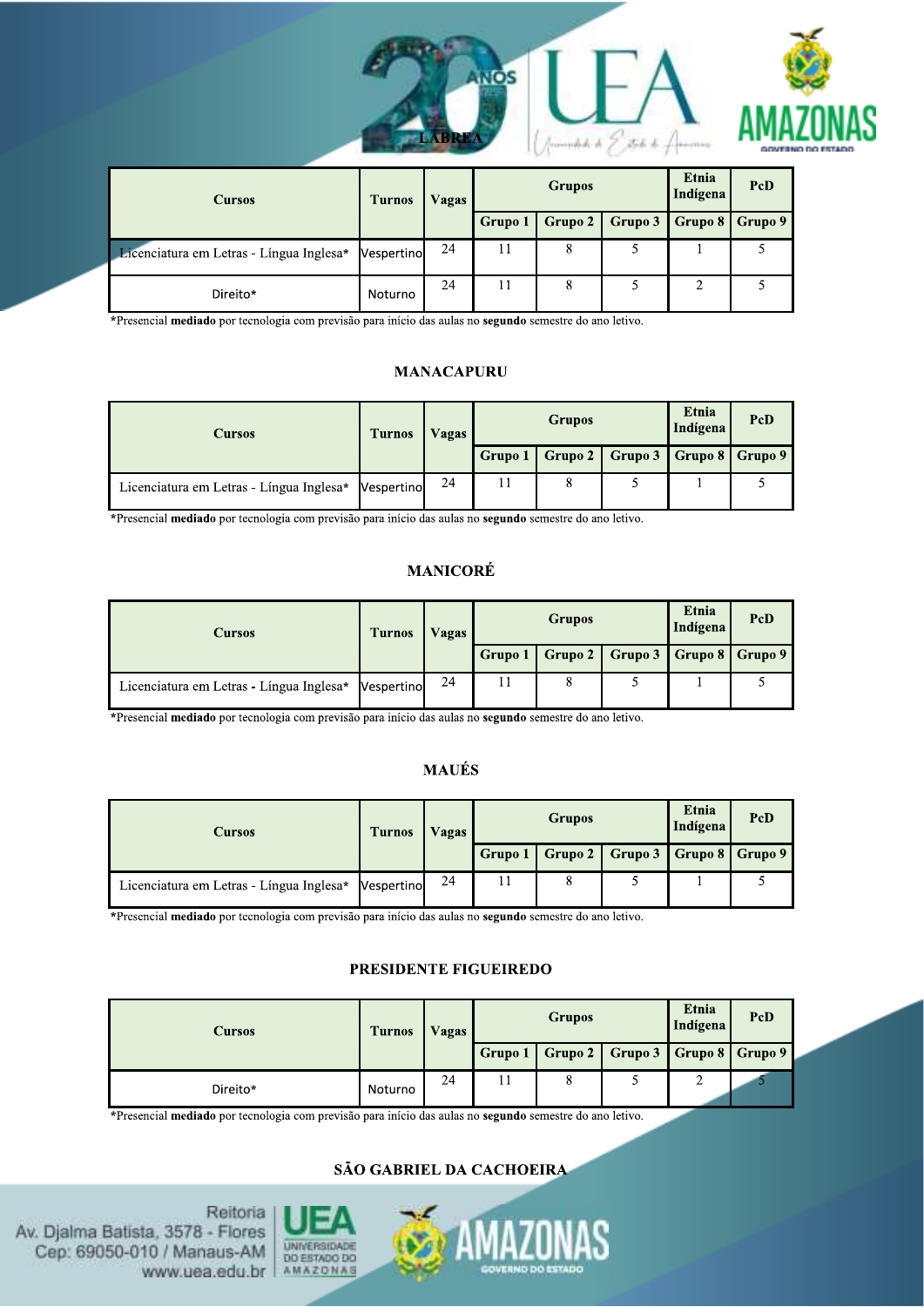## LÁBREA

| Cursos | Turnos | Vagas | Grupos | | | Etnia Indígena | PcD |
|---|---|---|---|---|---|---|---|
| | | | Grupo 1 | Grupo 2 | Grupo 3 | Grupo 8 | Grupo 9 |
| Licenciatura em Letras - Língua Inglesa* | Vespertino | 24 | 11 | 8 | 5 | 1 | 5 |
| Direito* | Noturno | 24 | 11 | 8 | 5 | 2 | 5 |

*Presencial **mediado** por tecnologia com previsão para início das aulas no **segundo** semestre do ano letivo.

## MANACAPURU

| Cursos | Turnos | Vagas | Grupos | | | Etnia Indígena | PcD |
|---|---|---|---|---|---|---|---|
| | | | Grupo 1 | Grupo 2 | Grupo 3 | Grupo 8 | Grupo 9 |
| Licenciatura em Letras - Língua Inglesa* | Vespertino | 24 | 11 | 8 | 5 | 1 | 5 |

*Presencial **mediado** por tecnologia com previsão para início das aulas no **segundo** semestre do ano letivo.

## MANICORÉ

| Cursos | Turnos | Vagas | Grupos | | | Etnia Indígena | PcD |
|---|---|---|---|---|---|---|---|
| | | | Grupo 1 | Grupo 2 | Grupo 3 | Grupo 8 | Grupo 9 |
| Licenciatura em Letras - Língua Inglesa* | Vespertino | 24 | 11 | 8 | 5 | 1 | 5 |

*Presencial **mediado** por tecnologia com previsão para início das aulas no **segundo** semestre do ano letivo.

## MAUÉS

| Cursos | Turnos | Vagas | Grupos | | | Etnia Indígena | PcD |
|---|---|---|---|---|---|---|---|
| | | | Grupo 1 | Grupo 2 | Grupo 3 | Grupo 8 | Grupo 9 |
| Licenciatura em Letras - Língua Inglesa* | Vespertino | 24 | 11 | 8 | 5 | 1 | 5 |

*Presencial **mediado** por tecnologia com previsão para início das aulas no **segundo** semestre do ano letivo.

## PRESIDENTE FIGUEIREDO

| Cursos | Turnos | Vagas | Grupos | | | Etnia Indígena | PcD |
|---|---|---|---|---|---|---|---|
| | | | Grupo 1 | Grupo 2 | Grupo 3 | Grupo 8 | Grupo 9 |
| Direito* | Noturno | 24 | 11 | 8 | 5 | 2 | 5 |

*Presencial **mediado** por tecnologia com previsão para início das aulas no **segundo** semestre do ano letivo.

## SÃO GABRIEL DA CACHOEIRA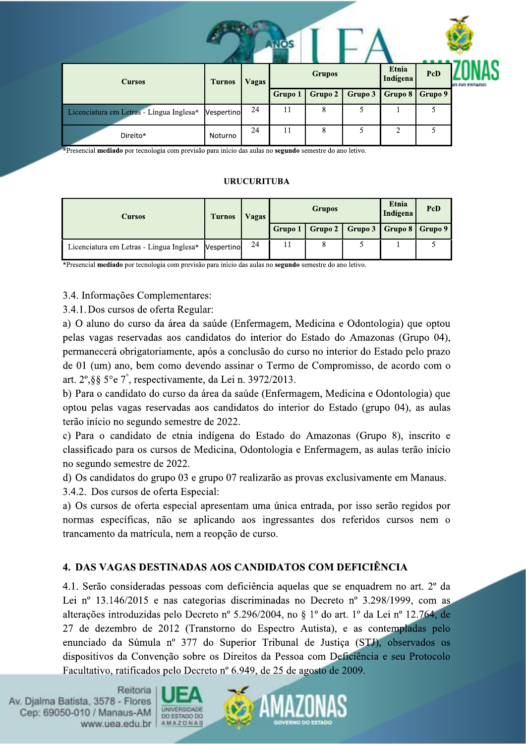| Cursos | Turnos | Vagas | Grupos | | | Etnia Indígena | PcD |
|---|---|---|---|---|---|---|---|
| | | | Grupo 1 | Grupo 2 | Grupo 3 | Grupo 8 | Grupo 9 |
| Licenciatura em Letras - Língua Inglesa* | Vespertino | 24 | 11 | 8 | 5 | 1 | 5 |
| Direito* | Noturno | 24 | 11 | 8 | 5 | 2 | 5 |

*Presencial **mediado** por tecnologia com previsão para início das aulas no **segundo** semestre do ano letivo.

**URUCURITUBA**

| Cursos | Turnos | Vagas | Grupos | | | Etnia Indígena | PcD |
|---|---|---|---|---|---|---|---|
| | | | Grupo 1 | Grupo 2 | Grupo 3 | Grupo 8 | Grupo 9 |
| Licenciatura em Letras - Língua Inglesa* | Vespertino | 24 | 11 | 8 | 5 | 1 | 5 |

*Presencial **mediado** por tecnologia com previsão para início das aulas no **segundo** semestre do ano letivo.

3.4. Informações Complementares:

3.4.1. Dos cursos de oferta Regular:

a) O aluno do curso da área da saúde (Enfermagem, Medicina e Odontologia) que optou pelas vagas reservadas aos candidatos do interior do Estado do Amazonas (Grupo 04), permanecerá obrigatoriamente, após a conclusão do curso no interior do Estado pelo prazo de 01 (um) ano, bem como devendo assinar o Termo de Compromisso, de acordo com o art. 2º,§§ 5ºe 7º, respectivamente, da Lei n. 3972/2013.

b) Para o candidato do curso da área da saúde (Enfermagem, Medicina e Odontologia) que optou pelas vagas reservadas aos candidatos do interior do Estado (grupo 04), as aulas terão início no segundo semestre de 2022.

c) Para o candidato de etnia indígena do Estado do Amazonas (Grupo 8), inscrito e classificado para os cursos de Medicina, Odontologia e Enfermagem, as aulas terão início no segundo semestre de 2022.

d) Os candidatos do grupo 03 e grupo 07 realizarão as provas exclusivamente em Manaus.

3.4.2. Dos cursos de oferta Especial:

a) Os cursos de oferta especial apresentam uma única entrada, por isso serão regidos por normas específicas, não se aplicando aos ingressantes dos referidos cursos nem o trancamento da matrícula, nem a reopção de curso.

## 4. DAS VAGAS DESTINADAS AOS CANDIDATOS COM DEFICIÊNCIA

4.1. Serão consideradas pessoas com deficiência aquelas que se enquadrem no art. 2º da Lei nº 13.146/2015 e nas categorias discriminadas no Decreto nº 3.298/1999, com as alterações introduzidas pelo Decreto nº 5.296/2004, no § 1º do art. 1º da Lei nº 12.764, de 27 de dezembro de 2012 (Transtorno do Espectro Autista), e as contempladas pelo enunciado da Súmula nº 377 do Superior Tribunal de Justiça (STJ), observados os dispositivos da Convenção sobre os Direitos da Pessoa com Deficiência e seu Protocolo Facultativo, ratificados pelo Decreto nº 6.949, de 25 de agosto de 2009.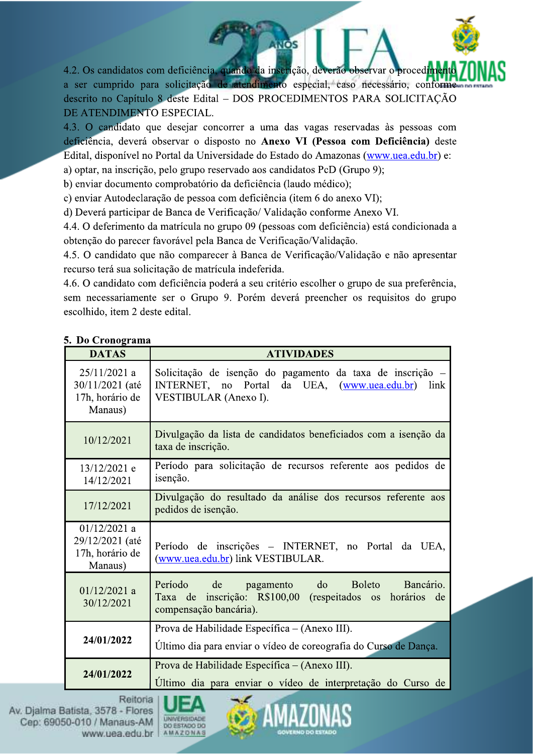4.2. Os candidatos com deficiência, quando da inscrição, deverão observar o procedimento a ser cumprido para solicitação de atendimento especial, caso necessário, conforme descrito no Capítulo 8 deste Edital – DOS PROCEDIMENTOS PARA SOLICITAÇÃO DE ATENDIMENTO ESPECIAL.

4.3. O candidato que desejar concorrer a uma das vagas reservadas às pessoas com deficiência, deverá observar o disposto no **Anexo VI (Pessoa com Deficiência)** deste Edital, disponível no Portal da Universidade do Estado do Amazonas (www.uea.edu.br) e:

a) optar, na inscrição, pelo grupo reservado aos candidatos PcD (Grupo 9);

b) enviar documento comprobatório da deficiência (laudo médico);

c) enviar Autodeclaração de pessoa com deficiência (item 6 do anexo VI);

d) Deverá participar de Banca de Verificação/ Validação conforme Anexo VI.

4.4. O deferimento da matrícula no grupo 09 (pessoas com deficiência) está condicionada a obtenção do parecer favorável pela Banca de Verificação/Validação.

4.5. O candidato que não comparecer à Banca de Verificação/Validação e não apresentar recurso terá sua solicitação de matrícula indeferida.

4.6. O candidato com deficiência poderá a seu critério escolher o grupo de sua preferência, sem necessariamente ser o Grupo 9. Porém deverá preencher os requisitos do grupo escolhido, item 2 deste edital.

## 5. Do Cronograma

| DATAS | ATIVIDADES |
|---|---|
| 25/11/2021 a 30/11/2021 (até 17h, horário de Manaus) | Solicitação de isenção do pagamento da taxa de inscrição – INTERNET, no Portal da UEA, (www.uea.edu.br) link VESTIBULAR (Anexo I). |
| 10/12/2021 | Divulgação da lista de candidatos beneficiados com a isenção da taxa de inscrição. |
| 13/12/2021 e 14/12/2021 | Período para solicitação de recursos referente aos pedidos de isenção. |
| 17/12/2021 | Divulgação do resultado da análise dos recursos referente aos pedidos de isenção. |
| 01/12/2021 a 29/12/2021 (até 17h, horário de Manaus) | Período de inscrições – INTERNET, no Portal da UEA, (www.uea.edu.br) link VESTIBULAR. |
| 01/12/2021 a 30/12/2021 | Período de pagamento do Boleto Bancário. Taxa de inscrição: R$100,00 (respeitados os horários de compensação bancária). |
| **24/01/2022** | Prova de Habilidade Específica – (Anexo III). Último dia para enviar o vídeo de coreografia do Curso de Dança. |
| **24/01/2022** | Prova de Habilidade Específica – (Anexo III). Último dia para enviar o vídeo de interpretação do Curso de |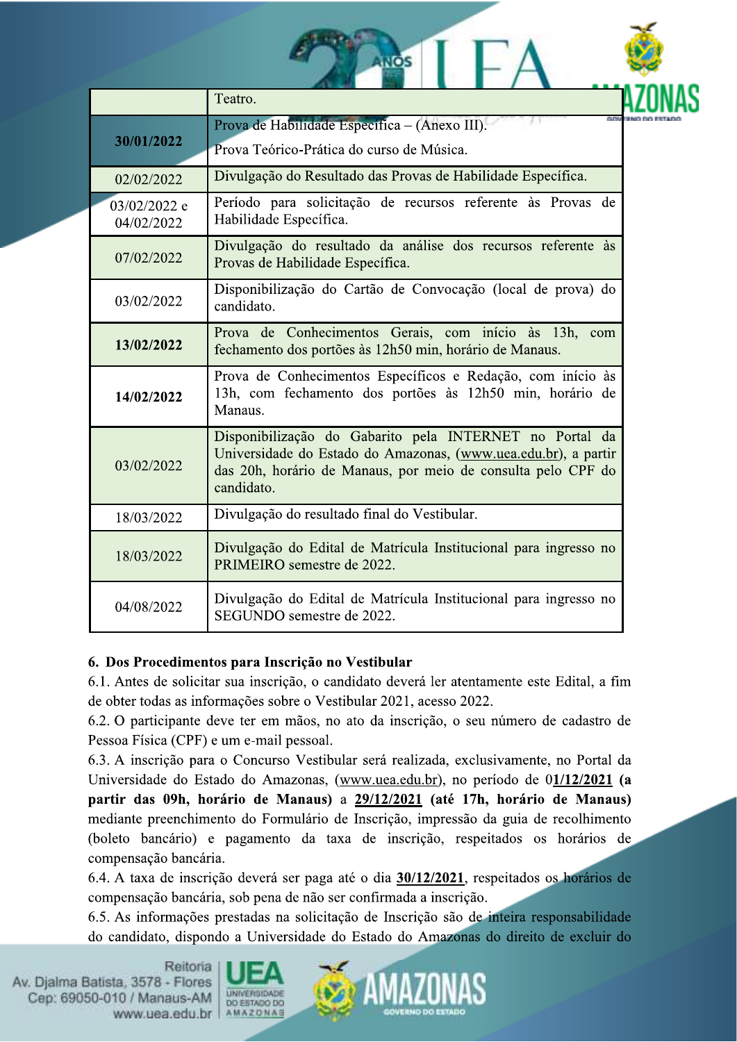|  |  |
|---|---|
|  | Teatro. |
| **30/01/2022** | Prova de Habilidade Específica – (Anexo III).<br>Prova Teórico-Prática do curso de Música. |
| 02/02/2022 | Divulgação do Resultado das Provas de Habilidade Específica. |
| 03/02/2022 e 04/02/2022 | Período para solicitação de recursos referente às Provas de Habilidade Específica. |
| 07/02/2022 | Divulgação do resultado da análise dos recursos referente às Provas de Habilidade Específica. |
| 03/02/2022 | Disponibilização do Cartão de Convocação (local de prova) do candidato. |
| **13/02/2022** | Prova de Conhecimentos Gerais, com início às 13h, com fechamento dos portões às 12h50 min, horário de Manaus. |
| **14/02/2022** | Prova de Conhecimentos Específicos e Redação, com início às 13h, com fechamento dos portões às 12h50 min, horário de Manaus. |
| 03/02/2022 | Disponibilização do Gabarito pela INTERNET no Portal da Universidade do Estado do Amazonas, (www.uea.edu.br), a partir das 20h, horário de Manaus, por meio de consulta pelo CPF do candidato. |
| 18/03/2022 | Divulgação do resultado final do Vestibular. |
| 18/03/2022 | Divulgação do Edital de Matrícula Institucional para ingresso no PRIMEIRO semestre de 2022. |
| 04/08/2022 | Divulgação do Edital de Matrícula Institucional para ingresso no SEGUNDO semestre de 2022. |

## 6. Dos Procedimentos para Inscrição no Vestibular

6.1. Antes de solicitar sua inscrição, o candidato deverá ler atentamente este Edital, a fim de obter todas as informações sobre o Vestibular 2021, acesso 2022.

6.2. O participante deve ter em mãos, no ato da inscrição, o seu número de cadastro de Pessoa Física (CPF) e um e-mail pessoal.

6.3. A inscrição para o Concurso Vestibular será realizada, exclusivamente, no Portal da Universidade do Estado do Amazonas, (www.uea.edu.br), no período de 0**1/12/2021** **(a partir das 09h, horário de Manaus)** a **29/12/2021** **(até 17h, horário de Manaus)** mediante preenchimento do Formulário de Inscrição, impressão da guia de recolhimento (boleto bancário) e pagamento da taxa de inscrição, respeitados os horários de compensação bancária.

6.4. A taxa de inscrição deverá ser paga até o dia **30/12/2021**, respeitados os horários de compensação bancária, sob pena de não ser confirmada a inscrição.

6.5. As informações prestadas na solicitação de Inscrição são de inteira responsabilidade do candidato, dispondo a Universidade do Estado do Amazonas do direito de excluir do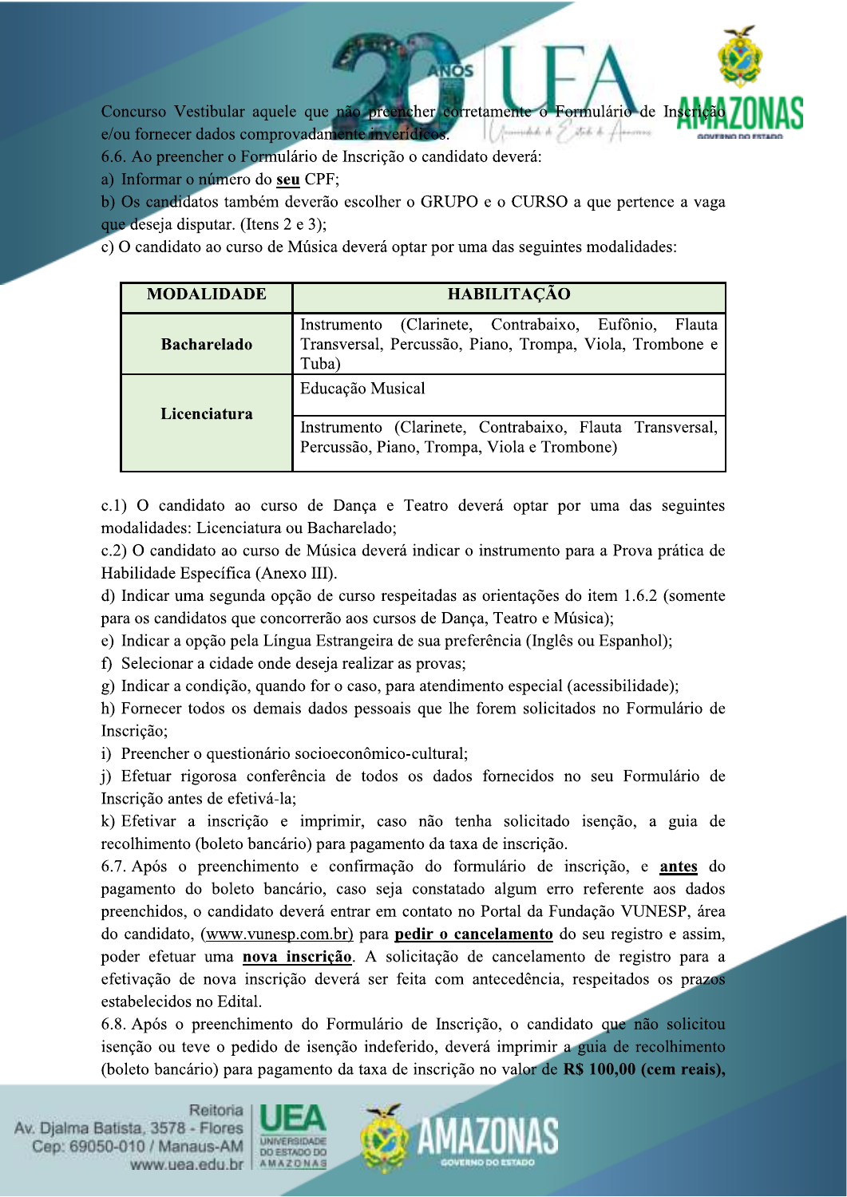Concurso Vestibular aquele que não preencher corretamente o Formulário de Inscrição e/ou fornecer dados comprovadamente inverídicos.

6.6. Ao preencher o Formulário de Inscrição o candidato deverá:

a) Informar o número do **seu** CPF;

b) Os candidatos também deverão escolher o GRUPO e o CURSO a que pertence a vaga que deseja disputar. (Itens 2 e 3);

c) O candidato ao curso de Música deverá optar por uma das seguintes modalidades:

| MODALIDADE | HABILITAÇÃO |
|---|---|
| **Bacharelado** | Instrumento (Clarinete, Contrabaixo, Eufônio, Flauta Transversal, Percussão, Piano, Trompa, Viola, Trombone e Tuba) |
| **Licenciatura** | Educação Musical |
| | Instrumento (Clarinete, Contrabaixo, Flauta Transversal, Percussão, Piano, Trompa, Viola e Trombone) |

c.1) O candidato ao curso de Dança e Teatro deverá optar por uma das seguintes modalidades: Licenciatura ou Bacharelado;

c.2) O candidato ao curso de Música deverá indicar o instrumento para a Prova prática de Habilidade Específica (Anexo III).

d) Indicar uma segunda opção de curso respeitadas as orientações do item 1.6.2 (somente para os candidatos que concorrerão aos cursos de Dança, Teatro e Música);

e) Indicar a opção pela Língua Estrangeira de sua preferência (Inglês ou Espanhol);

f) Selecionar a cidade onde deseja realizar as provas;

g) Indicar a condição, quando for o caso, para atendimento especial (acessibilidade);

h) Fornecer todos os demais dados pessoais que lhe forem solicitados no Formulário de Inscrição;

i) Preencher o questionário socioeconômico-cultural;

j) Efetuar rigorosa conferência de todos os dados fornecidos no seu Formulário de Inscrição antes de efetivá-la;

k) Efetivar a inscrição e imprimir, caso não tenha solicitado isenção, a guia de recolhimento (boleto bancário) para pagamento da taxa de inscrição.

6.7. Após o preenchimento e confirmação do formulário de inscrição, e **antes** do pagamento do boleto bancário, caso seja constatado algum erro referente aos dados preenchidos, o candidato deverá entrar em contato no Portal da Fundação VUNESP, área do candidato, (www.vunesp.com.br) para **pedir o cancelamento** do seu registro e assim, poder efetuar uma **nova inscrição**. A solicitação de cancelamento de registro para a efetivação de nova inscrição deverá ser feita com antecedência, respeitados os prazos estabelecidos no Edital.

6.8. Após o preenchimento do Formulário de Inscrição, o candidato que não solicitou isenção ou teve o pedido de isenção indeferido, deverá imprimir a guia de recolhimento (boleto bancário) para pagamento da taxa de inscrição no valor de **R$ 100,00 (cem reais),**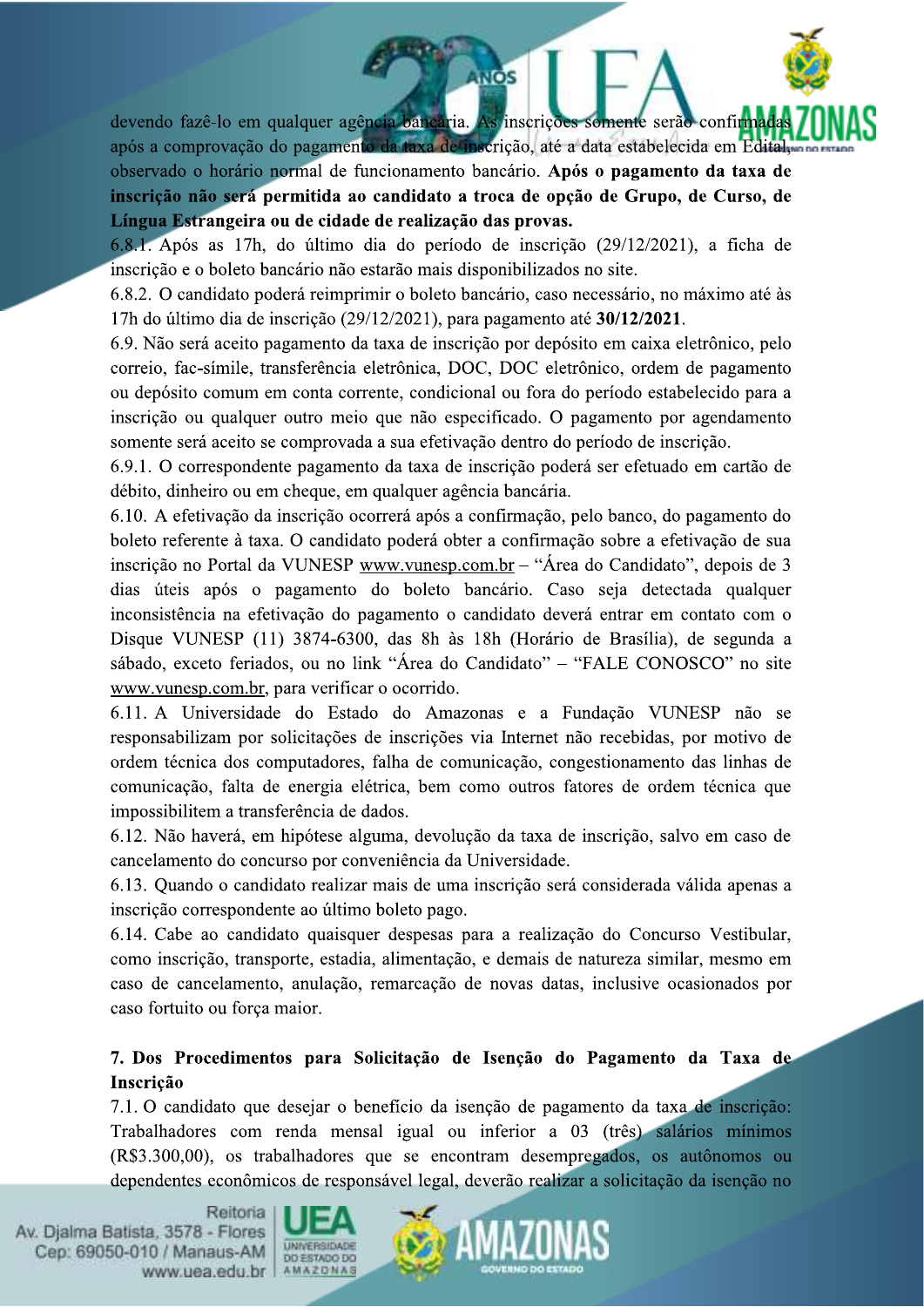devendo fazê-lo em qualquer agência bancária. As inscrições somente serão confirmadas após a comprovação do pagamento da taxa de inscrição, até a data estabelecida em Edital, observado o horário normal de funcionamento bancário. **Após o pagamento da taxa de inscrição não será permitida ao candidato a troca de opção de Grupo, de Curso, de Língua Estrangeira ou de cidade de realização das provas.**

6.8.1. Após as 17h, do último dia do período de inscrição (29/12/2021), a ficha de inscrição e o boleto bancário não estarão mais disponibilizados no site.

6.8.2. O candidato poderá reimprimir o boleto bancário, caso necessário, no máximo até às 17h do último dia de inscrição (29/12/2021), para pagamento até **30/12/2021**.

6.9. Não será aceito pagamento da taxa de inscrição por depósito em caixa eletrônico, pelo correio, fac-símile, transferência eletrônica, DOC, DOC eletrônico, ordem de pagamento ou depósito comum em conta corrente, condicional ou fora do período estabelecido para a inscrição ou qualquer outro meio que não especificado. O pagamento por agendamento somente será aceito se comprovada a sua efetivação dentro do período de inscrição.

6.9.1. O correspondente pagamento da taxa de inscrição poderá ser efetuado em cartão de débito, dinheiro ou em cheque, em qualquer agência bancária.

6.10. A efetivação da inscrição ocorrerá após a confirmação, pelo banco, do pagamento do boleto referente à taxa. O candidato poderá obter a confirmação sobre a efetivação de sua inscrição no Portal da VUNESP www.vunesp.com.br – "Área do Candidato", depois de 3 dias úteis após o pagamento do boleto bancário. Caso seja detectada qualquer inconsistência na efetivação do pagamento o candidato deverá entrar em contato com o Disque VUNESP (11) 3874-6300, das 8h às 18h (Horário de Brasília), de segunda a sábado, exceto feriados, ou no link "Área do Candidato" – "FALE CONOSCO" no site www.vunesp.com.br, para verificar o ocorrido.

6.11. A Universidade do Estado do Amazonas e a Fundação VUNESP não se responsabilizam por solicitações de inscrições via Internet não recebidas, por motivo de ordem técnica dos computadores, falha de comunicação, congestionamento das linhas de comunicação, falta de energia elétrica, bem como outros fatores de ordem técnica que impossibilitem a transferência de dados.

6.12. Não haverá, em hipótese alguma, devolução da taxa de inscrição, salvo em caso de cancelamento do concurso por conveniência da Universidade.

6.13. Quando o candidato realizar mais de uma inscrição será considerada válida apenas a inscrição correspondente ao último boleto pago.

6.14. Cabe ao candidato quaisquer despesas para a realização do Concurso Vestibular, como inscrição, transporte, estadia, alimentação, e demais de natureza similar, mesmo em caso de cancelamento, anulação, remarcação de novas datas, inclusive ocasionados por caso fortuito ou força maior.

## 7. Dos Procedimentos para Solicitação de Isenção do Pagamento da Taxa de Inscrição

7.1. O candidato que desejar o benefício da isenção de pagamento da taxa de inscrição: Trabalhadores com renda mensal igual ou inferior a 03 (três) salários mínimos (R$3.300,00), os trabalhadores que se encontram desempregados, os autônomos ou dependentes econômicos de responsável legal, deverão realizar a solicitação da isenção no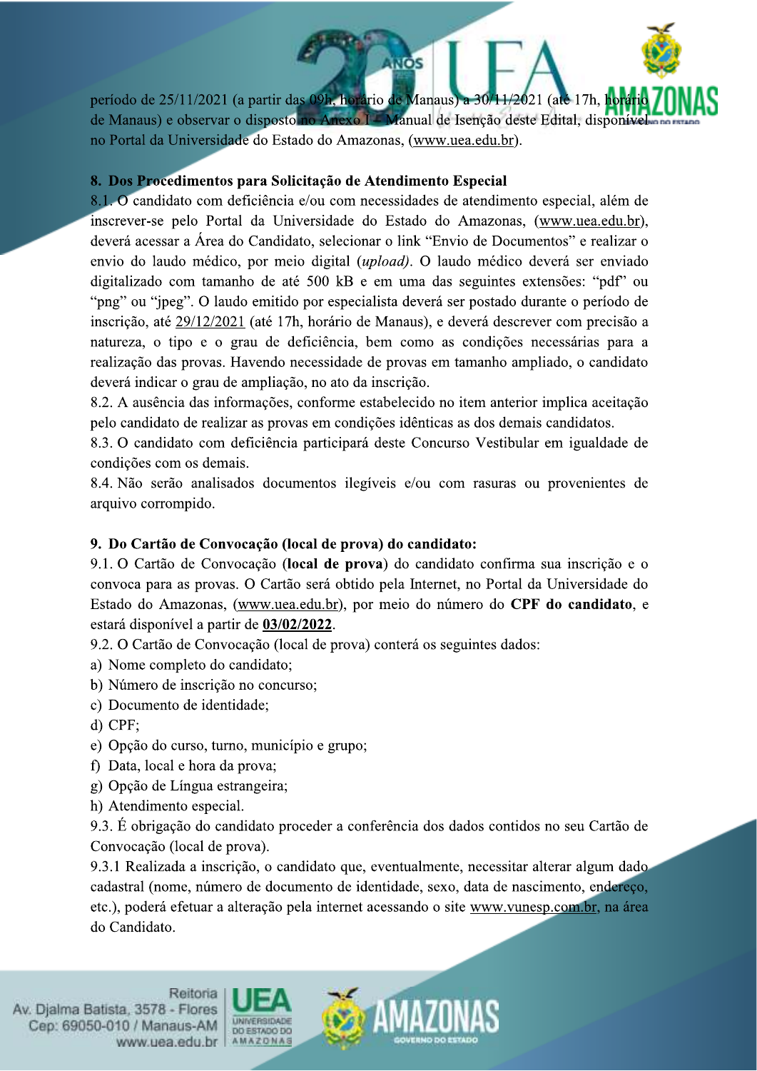período de 25/11/2021 (a partir das 09h, horário de Manaus) a 30/11/2021 (até 17h, horário de Manaus) e observar o disposto no Anexo I – Manual de Isenção deste Edital, disponível no Portal da Universidade do Estado do Amazonas, (www.uea.edu.br).

## 8. Dos Procedimentos para Solicitação de Atendimento Especial

8.1. O candidato com deficiência e/ou com necessidades de atendimento especial, além de inscrever-se pelo Portal da Universidade do Estado do Amazonas, (www.uea.edu.br), deverá acessar a Área do Candidato, selecionar o link "Envio de Documentos" e realizar o envio do laudo médico, por meio digital (*upload).* O laudo médico deverá ser enviado digitalizado com tamanho de até 500 kB e em uma das seguintes extensões: "pdf" ou "png" ou "jpeg". O laudo emitido por especialista deverá ser postado durante o período de inscrição, até 29/12/2021 (até 17h, horário de Manaus), e deverá descrever com precisão a natureza, o tipo e o grau de deficiência, bem como as condições necessárias para a realização das provas. Havendo necessidade de provas em tamanho ampliado, o candidato deverá indicar o grau de ampliação, no ato da inscrição.

8.2. A ausência das informações, conforme estabelecido no item anterior implica aceitação pelo candidato de realizar as provas em condições idênticas as dos demais candidatos.

8.3. O candidato com deficiência participará deste Concurso Vestibular em igualdade de condições com os demais.

8.4. Não serão analisados documentos ilegíveis e/ou com rasuras ou provenientes de arquivo corrompido.

## 9. Do Cartão de Convocação (local de prova) do candidato:

9.1. O Cartão de Convocação (**local de prova**) do candidato confirma sua inscrição e o convoca para as provas. O Cartão será obtido pela Internet, no Portal da Universidade do Estado do Amazonas, (www.uea.edu.br), por meio do número do **CPF do candidato**, e estará disponível a partir de **03/02/2022**.

9.2. O Cartão de Convocação (local de prova) conterá os seguintes dados:

a) Nome completo do candidato;
b) Número de inscrição no concurso;
c) Documento de identidade;
d) CPF;
e) Opção do curso, turno, município e grupo;
f) Data, local e hora da prova;
g) Opção de Língua estrangeira;
h) Atendimento especial.

9.3. É obrigação do candidato proceder a conferência dos dados contidos no seu Cartão de Convocação (local de prova).

9.3.1 Realizada a inscrição, o candidato que, eventualmente, necessitar alterar algum dado cadastral (nome, número de documento de identidade, sexo, data de nascimento, endereço, etc.), poderá efetuar a alteração pela internet acessando o site www.vunesp.com.br, na área do Candidato.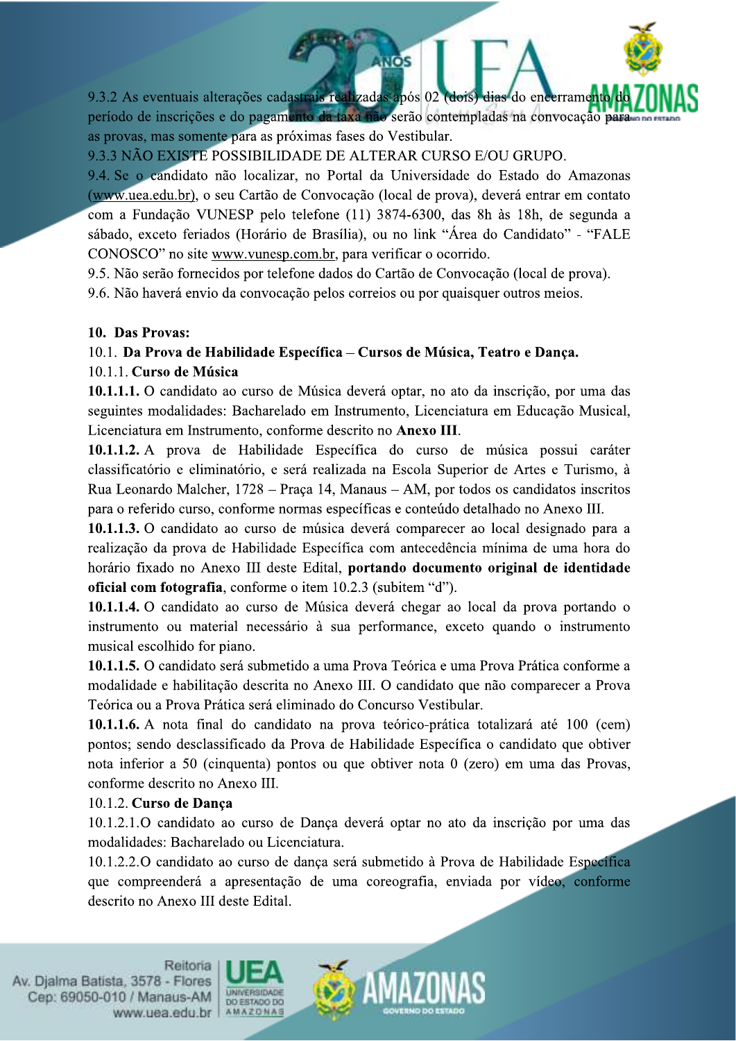9.3.2 As eventuais alterações cadastrais realizadas após 02 (dois) dias do encerramento do período de inscrições e do pagamento da taxa não serão contempladas na convocação para as provas, mas somente para as próximas fases do Vestibular.

9.3.3 NÃO EXISTE POSSIBILIDADE DE ALTERAR CURSO E/OU GRUPO.

9.4. Se o candidato não localizar, no Portal da Universidade do Estado do Amazonas (www.uea.edu.br), o seu Cartão de Convocação (local de prova), deverá entrar em contato com a Fundação VUNESP pelo telefone (11) 3874-6300, das 8h às 18h, de segunda a sábado, exceto feriados (Horário de Brasília), ou no link "Área do Candidato" - "FALE CONOSCO" no site www.vunesp.com.br, para verificar o ocorrido.

9.5. Não serão fornecidos por telefone dados do Cartão de Convocação (local de prova).

9.6. Não haverá envio da convocação pelos correios ou por quaisquer outros meios.

## 10. Das Provas:

### 10.1. Da Prova de Habilidade Específica – Cursos de Música, Teatro e Dança.

#### 10.1.1. Curso de Música

**10.1.1.1.** O candidato ao curso de Música deverá optar, no ato da inscrição, por uma das seguintes modalidades: Bacharelado em Instrumento, Licenciatura em Educação Musical, Licenciatura em Instrumento, conforme descrito no **Anexo III**.

**10.1.1.2.** A prova de Habilidade Específica do curso de música possui caráter classificatório e eliminatório, e será realizada na Escola Superior de Artes e Turismo, à Rua Leonardo Malcher, 1728 – Praça 14, Manaus – AM, por todos os candidatos inscritos para o referido curso, conforme normas específicas e conteúdo detalhado no Anexo III.

**10.1.1.3.** O candidato ao curso de música deverá comparecer ao local designado para a realização da prova de Habilidade Específica com antecedência mínima de uma hora do horário fixado no Anexo III deste Edital, **portando documento original de identidade oficial com fotografia**, conforme o item 10.2.3 (subitem "d").

**10.1.1.4.** O candidato ao curso de Música deverá chegar ao local da prova portando o instrumento ou material necessário à sua performance, exceto quando o instrumento musical escolhido for piano.

**10.1.1.5.** O candidato será submetido a uma Prova Teórica e uma Prova Prática conforme a modalidade e habilitação descrita no Anexo III. O candidato que não comparecer a Prova Teórica ou a Prova Prática será eliminado do Concurso Vestibular.

**10.1.1.6.** A nota final do candidato na prova teórico-prática totalizará até 100 (cem) pontos; sendo desclassificado da Prova de Habilidade Específica o candidato que obtiver nota inferior a 50 (cinquenta) pontos ou que obtiver nota 0 (zero) em uma das Provas, conforme descrito no Anexo III.

#### 10.1.2. Curso de Dança

10.1.2.1.O candidato ao curso de Dança deverá optar no ato da inscrição por uma das modalidades: Bacharelado ou Licenciatura.

10.1.2.2.O candidato ao curso de dança será submetido à Prova de Habilidade Específica que compreenderá a apresentação de uma coreografia, enviada por vídeo, conforme descrito no Anexo III deste Edital.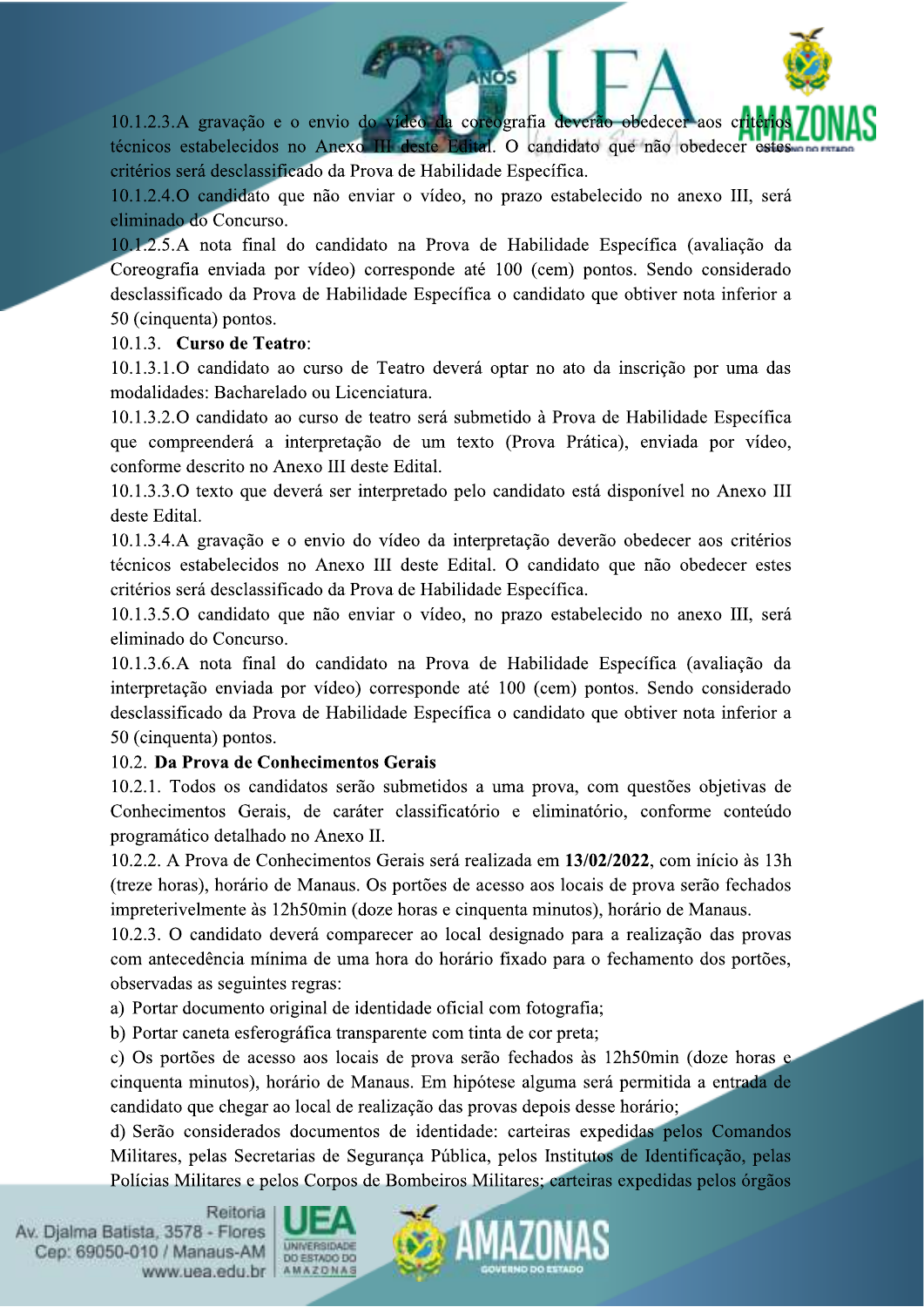10.1.2.3.A gravação e o envio do vídeo da coreografia deverão obedecer aos critérios técnicos estabelecidos no Anexo III deste Edital. O candidato que não obedecer estes critérios será desclassificado da Prova de Habilidade Específica.

10.1.2.4.O candidato que não enviar o vídeo, no prazo estabelecido no anexo III, será eliminado do Concurso.

10.1.2.5.A nota final do candidato na Prova de Habilidade Específica (avaliação da Coreografia enviada por vídeo) corresponde até 100 (cem) pontos. Sendo considerado desclassificado da Prova de Habilidade Específica o candidato que obtiver nota inferior a 50 (cinquenta) pontos.

10.1.3. **Curso de Teatro**:

10.1.3.1.O candidato ao curso de Teatro deverá optar no ato da inscrição por uma das modalidades: Bacharelado ou Licenciatura.

10.1.3.2.O candidato ao curso de teatro será submetido à Prova de Habilidade Específica que compreenderá a interpretação de um texto (Prova Prática), enviada por vídeo, conforme descrito no Anexo III deste Edital.

10.1.3.3.O texto que deverá ser interpretado pelo candidato está disponível no Anexo III deste Edital.

10.1.3.4.A gravação e o envio do vídeo da interpretação deverão obedecer aos critérios técnicos estabelecidos no Anexo III deste Edital. O candidato que não obedecer estes critérios será desclassificado da Prova de Habilidade Específica.

10.1.3.5.O candidato que não enviar o vídeo, no prazo estabelecido no anexo III, será eliminado do Concurso.

10.1.3.6.A nota final do candidato na Prova de Habilidade Específica (avaliação da interpretação enviada por vídeo) corresponde até 100 (cem) pontos. Sendo considerado desclassificado da Prova de Habilidade Específica o candidato que obtiver nota inferior a 50 (cinquenta) pontos.

10.2. **Da Prova de Conhecimentos Gerais**

10.2.1. Todos os candidatos serão submetidos a uma prova, com questões objetivas de Conhecimentos Gerais, de caráter classificatório e eliminatório, conforme conteúdo programático detalhado no Anexo II.

10.2.2. A Prova de Conhecimentos Gerais será realizada em **13/02/2022**, com início às 13h (treze horas), horário de Manaus. Os portões de acesso aos locais de prova serão fechados impreterivelmente às 12h50min (doze horas e cinquenta minutos), horário de Manaus.

10.2.3. O candidato deverá comparecer ao local designado para a realização das provas com antecedência mínima de uma hora do horário fixado para o fechamento dos portões, observadas as seguintes regras:

a) Portar documento original de identidade oficial com fotografia;

b) Portar caneta esferográfica transparente com tinta de cor preta;

c) Os portões de acesso aos locais de prova serão fechados às 12h50min (doze horas e cinquenta minutos), horário de Manaus. Em hipótese alguma será permitida a entrada de candidato que chegar ao local de realização das provas depois desse horário;

d) Serão considerados documentos de identidade: carteiras expedidas pelos Comandos Militares, pelas Secretarias de Segurança Pública, pelos Institutos de Identificação, pelas Polícias Militares e pelos Corpos de Bombeiros Militares; carteiras expedidas pelos órgãos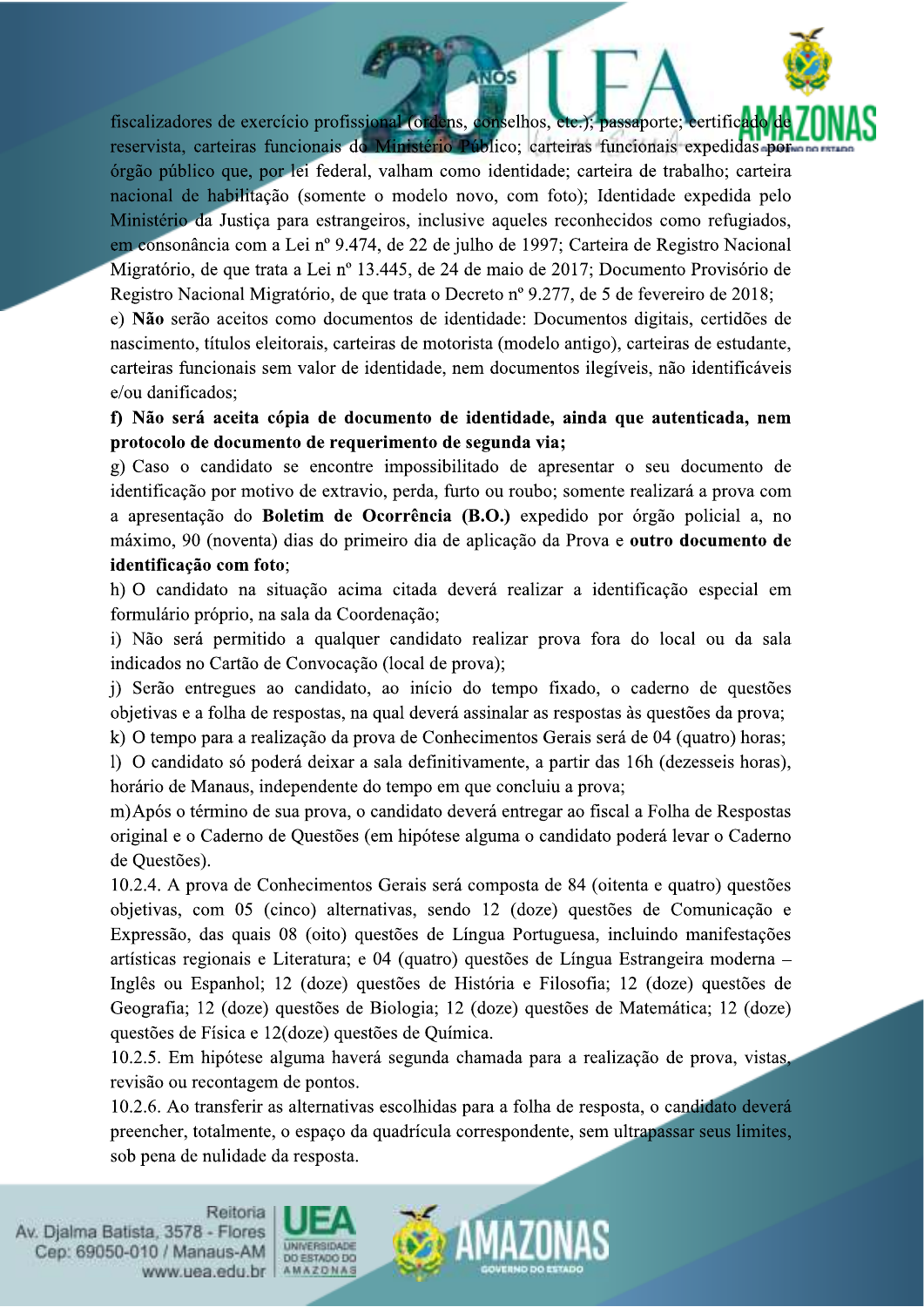fiscalizadores de exercício profissional (ordens, conselhos, etc.); passaporte; certificado de reservista, carteiras funcionais do Ministério Público; carteiras funcionais expedidas por órgão público que, por lei federal, valham como identidade; carteira de trabalho; carteira nacional de habilitação (somente o modelo novo, com foto); Identidade expedida pelo Ministério da Justiça para estrangeiros, inclusive aqueles reconhecidos como refugiados, em consonância com a Lei nº 9.474, de 22 de julho de 1997; Carteira de Registro Nacional Migratório, de que trata a Lei nº 13.445, de 24 de maio de 2017; Documento Provisório de Registro Nacional Migratório, de que trata o Decreto nº 9.277, de 5 de fevereiro de 2018;

e) **Não** serão aceitos como documentos de identidade: Documentos digitais, certidões de nascimento, títulos eleitorais, carteiras de motorista (modelo antigo), carteiras de estudante, carteiras funcionais sem valor de identidade, nem documentos ilegíveis, não identificáveis e/ou danificados;

**f) Não será aceita cópia de documento de identidade, ainda que autenticada, nem protocolo de documento de requerimento de segunda via;**

g) Caso o candidato se encontre impossibilitado de apresentar o seu documento de identificação por motivo de extravio, perda, furto ou roubo; somente realizará a prova com a apresentação do **Boletim de Ocorrência (B.O.)** expedido por órgão policial a, no máximo, 90 (noventa) dias do primeiro dia de aplicação da Prova e **outro documento de identificação com foto**;

h) O candidato na situação acima citada deverá realizar a identificação especial em formulário próprio, na sala da Coordenação;

i) Não será permitido a qualquer candidato realizar prova fora do local ou da sala indicados no Cartão de Convocação (local de prova);

j) Serão entregues ao candidato, ao início do tempo fixado, o caderno de questões objetivas e a folha de respostas, na qual deverá assinalar as respostas às questões da prova;

k) O tempo para a realização da prova de Conhecimentos Gerais será de 04 (quatro) horas;

l) O candidato só poderá deixar a sala definitivamente, a partir das 16h (dezesseis horas), horário de Manaus, independente do tempo em que concluiu a prova;

m) Após o término de sua prova, o candidato deverá entregar ao fiscal a Folha de Respostas original e o Caderno de Questões (em hipótese alguma o candidato poderá levar o Caderno de Questões).

10.2.4. A prova de Conhecimentos Gerais será composta de 84 (oitenta e quatro) questões objetivas, com 05 (cinco) alternativas, sendo 12 (doze) questões de Comunicação e Expressão, das quais 08 (oito) questões de Língua Portuguesa, incluindo manifestações artísticas regionais e Literatura; e 04 (quatro) questões de Língua Estrangeira moderna – Inglês ou Espanhol; 12 (doze) questões de História e Filosofia; 12 (doze) questões de Geografia; 12 (doze) questões de Biologia; 12 (doze) questões de Matemática; 12 (doze) questões de Física e 12(doze) questões de Química.

10.2.5. Em hipótese alguma haverá segunda chamada para a realização de prova, vistas, revisão ou recontagem de pontos.

10.2.6. Ao transferir as alternativas escolhidas para a folha de resposta, o candidato deverá preencher, totalmente, o espaço da quadrícula correspondente, sem ultrapassar seus limites, sob pena de nulidade da resposta.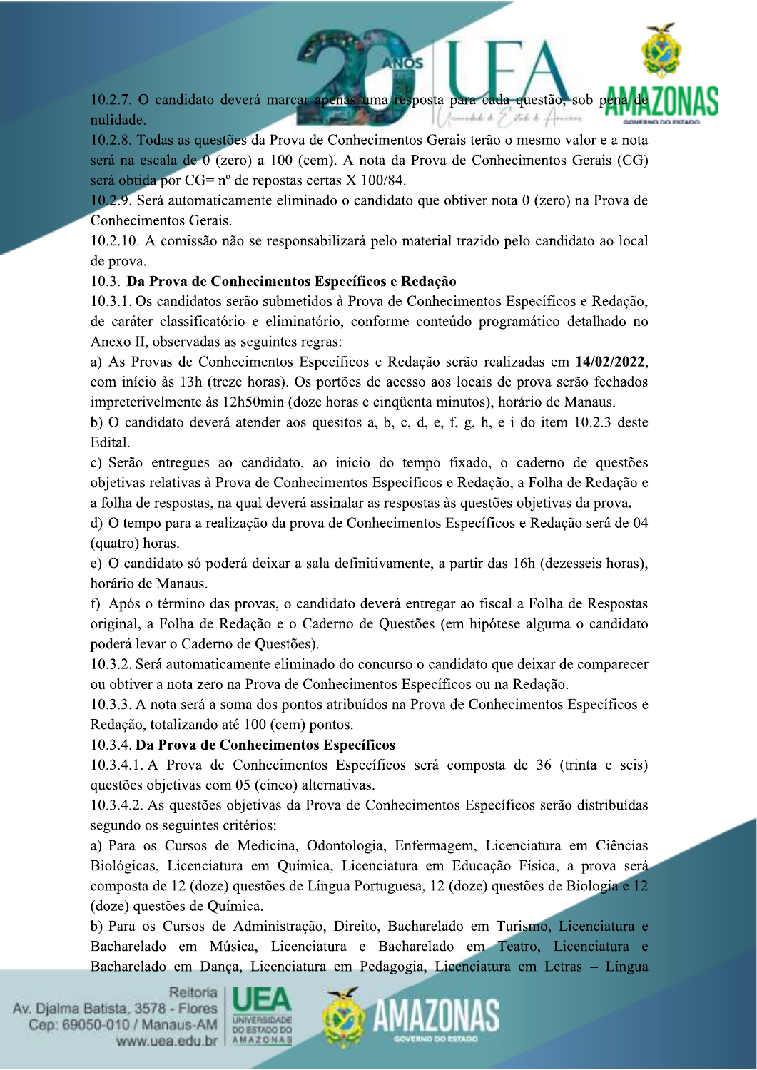10.2.7. O candidato deverá marcar apenas uma resposta para cada questão, sob pena de nulidade.

10.2.8. Todas as questões da Prova de Conhecimentos Gerais terão o mesmo valor e a nota será na escala de 0 (zero) a 100 (cem). A nota da Prova de Conhecimentos Gerais (CG) será obtida por CG= nº de repostas certas X 100/84.

10.2.9. Será automaticamente eliminado o candidato que obtiver nota 0 (zero) na Prova de Conhecimentos Gerais.

10.2.10. A comissão não se responsabilizará pelo material trazido pelo candidato ao local de prova.

10.3. **Da Prova de Conhecimentos Específicos e Redação**

10.3.1. Os candidatos serão submetidos à Prova de Conhecimentos Específicos e Redação, de caráter classificatório e eliminatório, conforme conteúdo programático detalhado no Anexo II, observadas as seguintes regras:

a) As Provas de Conhecimentos Específicos e Redação serão realizadas em **14/02/2022**, com início às 13h (treze horas). Os portões de acesso aos locais de prova serão fechados impreterivelmente às 12h50min (doze horas e cinqüenta minutos), horário de Manaus.

b) O candidato deverá atender aos quesitos a, b, c, d, e, f, g, h, e i do item 10.2.3 deste Edital.

c) Serão entregues ao candidato, ao início do tempo fixado, o caderno de questões objetivas relativas à Prova de Conhecimentos Específicos e Redação, a Folha de Redação e a folha de respostas, na qual deverá assinalar as respostas às questões objetivas da prova**.**

d) O tempo para a realização da prova de Conhecimentos Específicos e Redação será de 04 (quatro) horas.

e) O candidato só poderá deixar a sala definitivamente, a partir das 16h (dezesseis horas), horário de Manaus.

f) Após o término das provas, o candidato deverá entregar ao fiscal a Folha de Respostas original, a Folha de Redação e o Caderno de Questões (em hipótese alguma o candidato poderá levar o Caderno de Questões).

10.3.2. Será automaticamente eliminado do concurso o candidato que deixar de comparecer ou obtiver a nota zero na Prova de Conhecimentos Específicos ou na Redação.

10.3.3. A nota será a soma dos pontos atribuídos na Prova de Conhecimentos Específicos e Redação, totalizando até 100 (cem) pontos.

10.3.4. **Da Prova de Conhecimentos Específicos**

10.3.4.1. A Prova de Conhecimentos Específicos será composta de 36 (trinta e seis) questões objetivas com 05 (cinco) alternativas.

10.3.4.2. As questões objetivas da Prova de Conhecimentos Específicos serão distribuídas segundo os seguintes critérios:

a) Para os Cursos de Medicina, Odontologia, Enfermagem, Licenciatura em Ciências Biológicas, Licenciatura em Química, Licenciatura em Educação Física, a prova será composta de 12 (doze) questões de Língua Portuguesa, 12 (doze) questões de Biologia e 12 (doze) questões de Química.

b) Para os Cursos de Administração, Direito, Bacharelado em Turismo, Licenciatura e Bacharelado em Música, Licenciatura e Bacharelado em Teatro, Licenciatura e Bacharelado em Dança, Licenciatura em Pedagogia, Licenciatura em Letras – Língua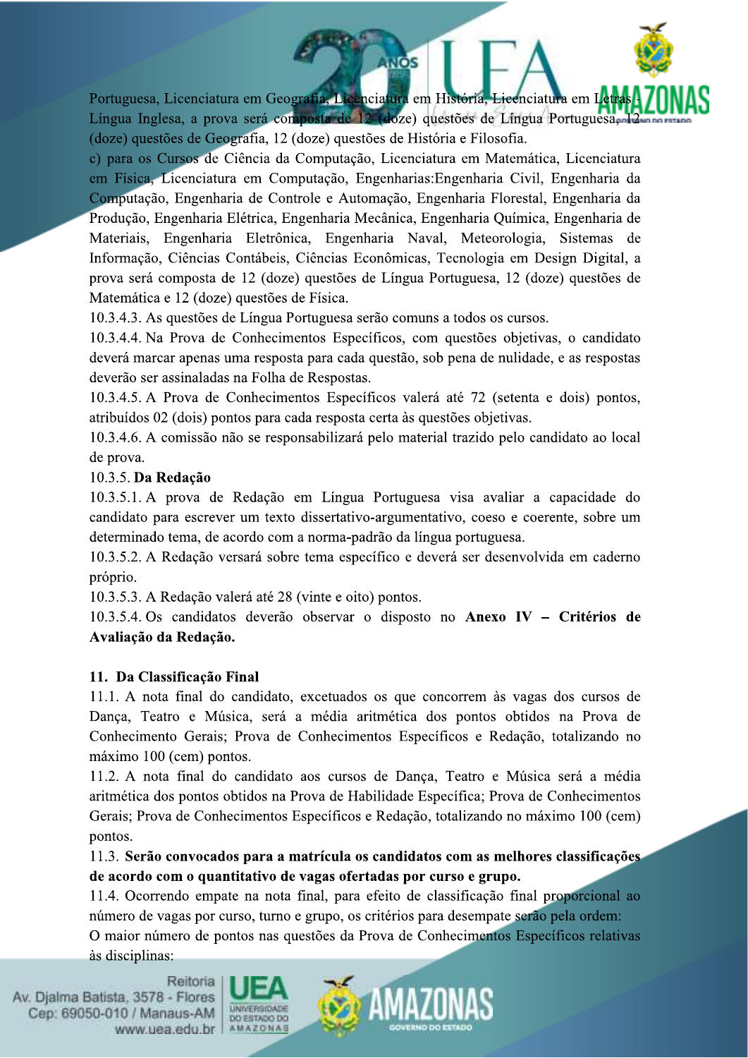Portuguesa, Licenciatura em Geografia, Licenciatura em História, Licenciatura em Letras - Língua Inglesa, a prova será composta de 12 (doze) questões de Língua Portuguesa, 12 (doze) questões de Geografia, 12 (doze) questões de História e Filosofia.

c) para os Cursos de Ciência da Computação, Licenciatura em Matemática, Licenciatura em Física, Licenciatura em Computação, Engenharias:Engenharia Civil, Engenharia da Computação, Engenharia de Controle e Automação, Engenharia Florestal, Engenharia da Produção, Engenharia Elétrica, Engenharia Mecânica, Engenharia Química, Engenharia de Materiais, Engenharia Eletrônica, Engenharia Naval, Meteorologia, Sistemas de Informação, Ciências Contábeis, Ciências Econômicas, Tecnologia em Design Digital, a prova será composta de 12 (doze) questões de Língua Portuguesa, 12 (doze) questões de Matemática e 12 (doze) questões de Física.

10.3.4.3. As questões de Língua Portuguesa serão comuns a todos os cursos.

10.3.4.4. Na Prova de Conhecimentos Específicos, com questões objetivas, o candidato deverá marcar apenas uma resposta para cada questão, sob pena de nulidade, e as respostas deverão ser assinaladas na Folha de Respostas.

10.3.4.5. A Prova de Conhecimentos Específicos valerá até 72 (setenta e dois) pontos, atribuídos 02 (dois) pontos para cada resposta certa às questões objetivas.

10.3.4.6. A comissão não se responsabilizará pelo material trazido pelo candidato ao local de prova.

10.3.5. **Da Redação**

10.3.5.1. A prova de Redação em Língua Portuguesa visa avaliar a capacidade do candidato para escrever um texto dissertativo-argumentativo, coeso e coerente, sobre um determinado tema, de acordo com a norma-padrão da língua portuguesa.

10.3.5.2. A Redação versará sobre tema específico e deverá ser desenvolvida em caderno próprio.

10.3.5.3. A Redação valerá até 28 (vinte e oito) pontos.

10.3.5.4. Os candidatos deverão observar o disposto no **Anexo IV – Critérios de Avaliação da Redação.**

## 11. Da Classificação Final

11.1. A nota final do candidato, excetuados os que concorrem às vagas dos cursos de Dança, Teatro e Música, será a média aritmética dos pontos obtidos na Prova de Conhecimento Gerais; Prova de Conhecimentos Específicos e Redação, totalizando no máximo 100 (cem) pontos.

11.2. A nota final do candidato aos cursos de Dança, Teatro e Música será a média aritmética dos pontos obtidos na Prova de Habilidade Específica; Prova de Conhecimentos Gerais; Prova de Conhecimentos Específicos e Redação, totalizando no máximo 100 (cem) pontos.

11.3. **Serão convocados para a matrícula os candidatos com as melhores classificações de acordo com o quantitativo de vagas ofertadas por curso e grupo.**

11.4. Ocorrendo empate na nota final, para efeito de classificação final proporcional ao número de vagas por curso, turno e grupo, os critérios para desempate serão pela ordem:

O maior número de pontos nas questões da Prova de Conhecimentos Específicos relativas às disciplinas: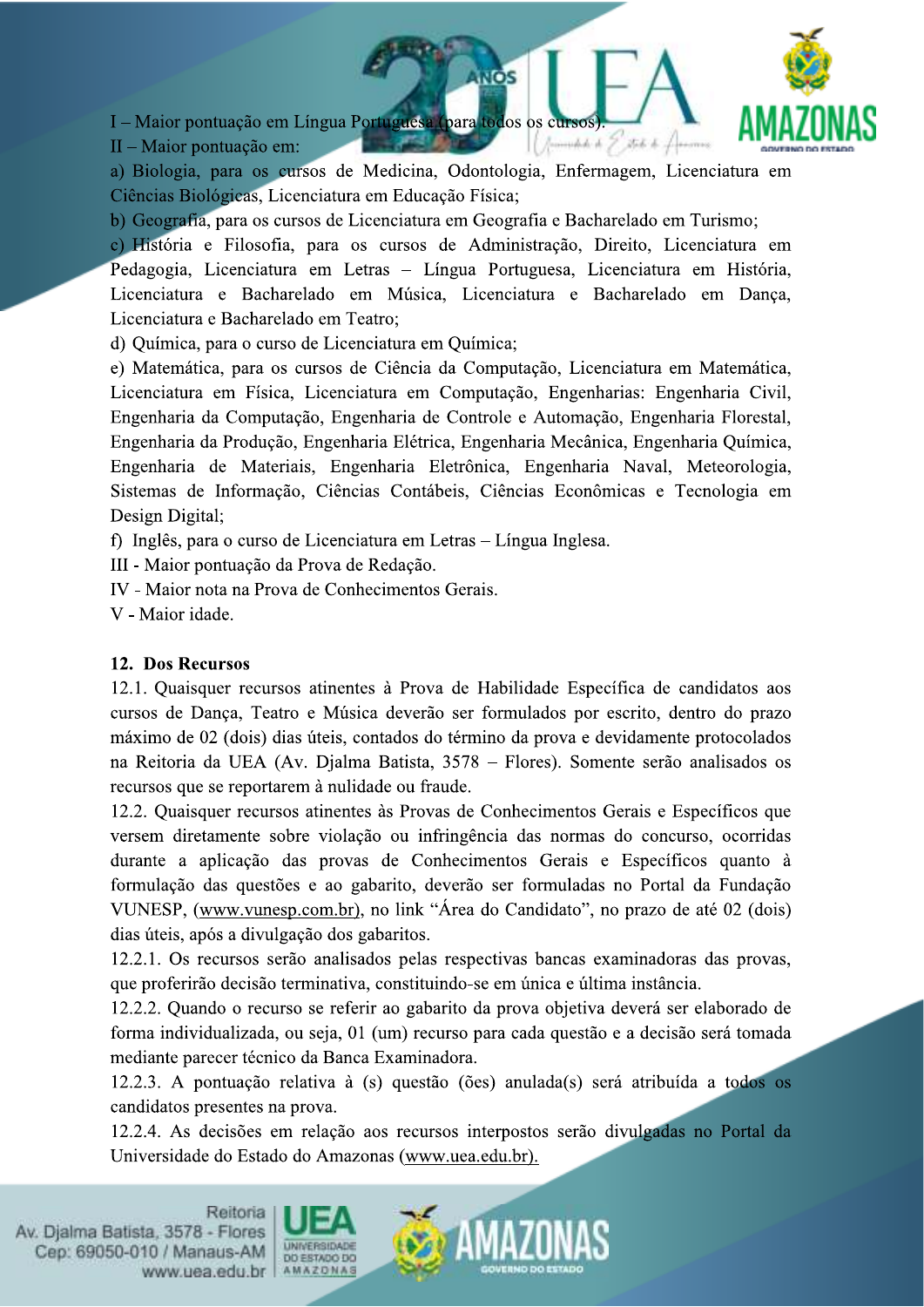I – Maior pontuação em Língua Portuguesa (para todos os cursos).

II – Maior pontuação em:

a) Biologia, para os cursos de Medicina, Odontologia, Enfermagem, Licenciatura em Ciências Biológicas, Licenciatura em Educação Física;

b) Geografia, para os cursos de Licenciatura em Geografia e Bacharelado em Turismo;

c) História e Filosofia, para os cursos de Administração, Direito, Licenciatura em Pedagogia, Licenciatura em Letras – Língua Portuguesa, Licenciatura em História, Licenciatura e Bacharelado em Música, Licenciatura e Bacharelado em Dança, Licenciatura e Bacharelado em Teatro;

d) Química, para o curso de Licenciatura em Química;

e) Matemática, para os cursos de Ciência da Computação, Licenciatura em Matemática, Licenciatura em Física, Licenciatura em Computação, Engenharias: Engenharia Civil, Engenharia da Computação, Engenharia de Controle e Automação, Engenharia Florestal, Engenharia da Produção, Engenharia Elétrica, Engenharia Mecânica, Engenharia Química, Engenharia de Materiais, Engenharia Eletrônica, Engenharia Naval, Meteorologia, Sistemas de Informação, Ciências Contábeis, Ciências Econômicas e Tecnologia em Design Digital;

f) Inglês, para o curso de Licenciatura em Letras – Língua Inglesa.

III - Maior pontuação da Prova de Redação.

IV - Maior nota na Prova de Conhecimentos Gerais.

V - Maior idade.

## 12. Dos Recursos

12.1. Quaisquer recursos atinentes à Prova de Habilidade Específica de candidatos aos cursos de Dança, Teatro e Música deverão ser formulados por escrito, dentro do prazo máximo de 02 (dois) dias úteis, contados do término da prova e devidamente protocolados na Reitoria da UEA (Av. Djalma Batista, 3578 – Flores). Somente serão analisados os recursos que se reportarem à nulidade ou fraude.

12.2. Quaisquer recursos atinentes às Provas de Conhecimentos Gerais e Específicos que versem diretamente sobre violação ou infringência das normas do concurso, ocorridas durante a aplicação das provas de Conhecimentos Gerais e Específicos quanto à formulação das questões e ao gabarito, deverão ser formuladas no Portal da Fundação VUNESP, (www.vunesp.com.br), no link "Área do Candidato", no prazo de até 02 (dois) dias úteis, após a divulgação dos gabaritos.

12.2.1. Os recursos serão analisados pelas respectivas bancas examinadoras das provas, que proferirão decisão terminativa, constituindo-se em única e última instância.

12.2.2. Quando o recurso se referir ao gabarito da prova objetiva deverá ser elaborado de forma individualizada, ou seja, 01 (um) recurso para cada questão e a decisão será tomada mediante parecer técnico da Banca Examinadora.

12.2.3. A pontuação relativa à (s) questão (ões) anulada(s) será atribuída a todos os candidatos presentes na prova.

12.2.4. As decisões em relação aos recursos interpostos serão divulgadas no Portal da Universidade do Estado do Amazonas (www.uea.edu.br).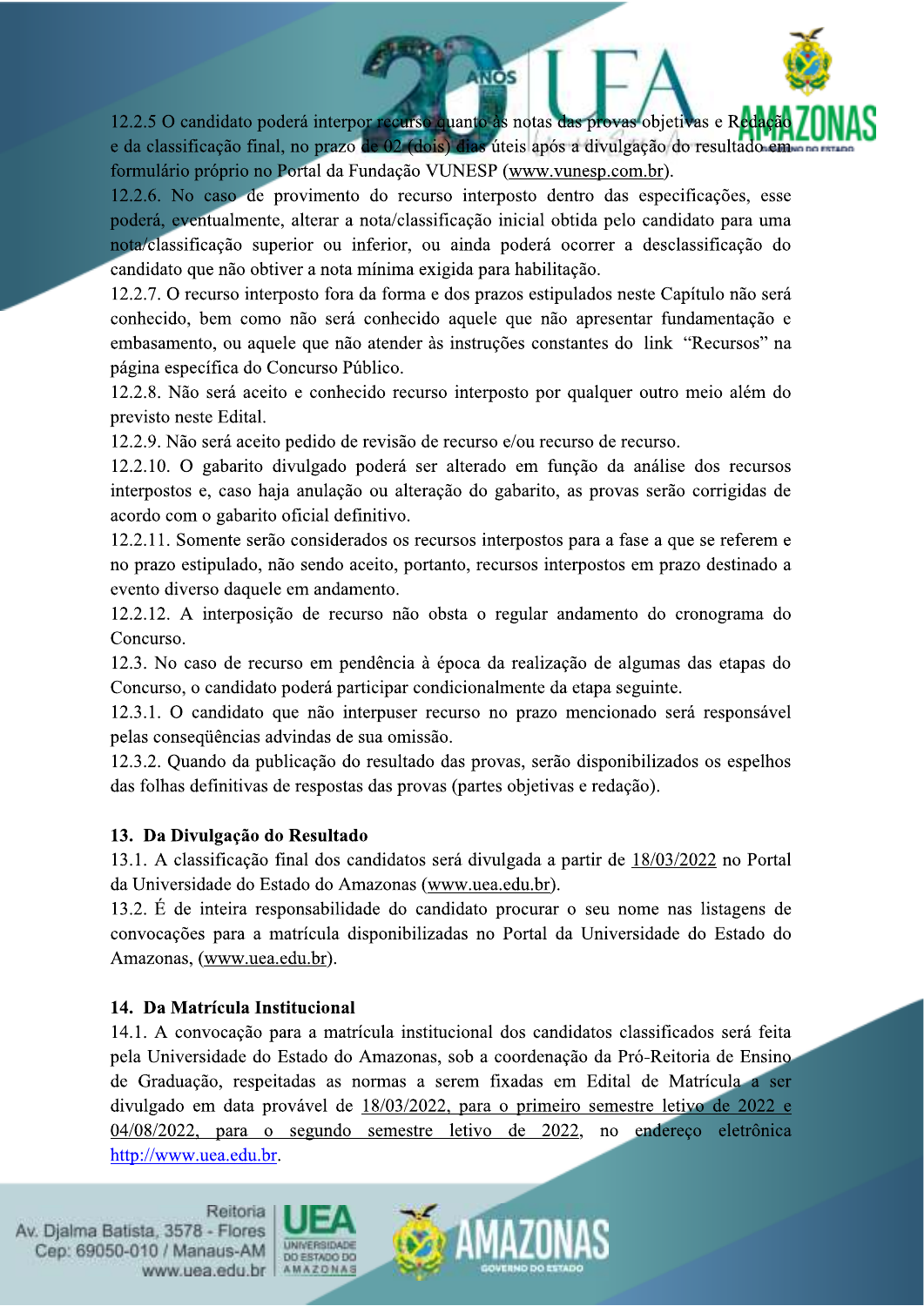12.2.5 O candidato poderá interpor recurso quanto às notas das provas objetivas e Redação e da classificação final, no prazo de 02 (dois) dias úteis após a divulgação do resultado em formulário próprio no Portal da Fundação VUNESP (www.vunesp.com.br).

12.2.6. No caso de provimento do recurso interposto dentro das especificações, esse poderá, eventualmente, alterar a nota/classificação inicial obtida pelo candidato para uma nota/classificação superior ou inferior, ou ainda poderá ocorrer a desclassificação do candidato que não obtiver a nota mínima exigida para habilitação.

12.2.7. O recurso interposto fora da forma e dos prazos estipulados neste Capítulo não será conhecido, bem como não será conhecido aquele que não apresentar fundamentação e embasamento, ou aquele que não atender às instruções constantes do link "Recursos" na página específica do Concurso Público.

12.2.8. Não será aceito e conhecido recurso interposto por qualquer outro meio além do previsto neste Edital.

12.2.9. Não será aceito pedido de revisão de recurso e/ou recurso de recurso.

12.2.10. O gabarito divulgado poderá ser alterado em função da análise dos recursos interpostos e, caso haja anulação ou alteração do gabarito, as provas serão corrigidas de acordo com o gabarito oficial definitivo.

12.2.11. Somente serão considerados os recursos interpostos para a fase a que se referem e no prazo estipulado, não sendo aceito, portanto, recursos interpostos em prazo destinado a evento diverso daquele em andamento.

12.2.12. A interposição de recurso não obsta o regular andamento do cronograma do Concurso.

12.3. No caso de recurso em pendência à época da realização de algumas das etapas do Concurso, o candidato poderá participar condicionalmente da etapa seguinte.

12.3.1. O candidato que não interpuser recurso no prazo mencionado será responsável pelas conseqüências advindas de sua omissão.

12.3.2. Quando da publicação do resultado das provas, serão disponibilizados os espelhos das folhas definitivas de respostas das provas (partes objetivas e redação).

## 13. Da Divulgação do Resultado

13.1. A classificação final dos candidatos será divulgada a partir de 18/03/2022 no Portal da Universidade do Estado do Amazonas (www.uea.edu.br).

13.2. É de inteira responsabilidade do candidato procurar o seu nome nas listagens de convocações para a matrícula disponibilizadas no Portal da Universidade do Estado do Amazonas, (www.uea.edu.br).

## 14. Da Matrícula Institucional

14.1. A convocação para a matrícula institucional dos candidatos classificados será feita pela Universidade do Estado do Amazonas, sob a coordenação da Pró-Reitoria de Ensino de Graduação, respeitadas as normas a serem fixadas em Edital de Matrícula a ser divulgado em data provável de 18/03/2022, para o primeiro semestre letivo de 2022 e 04/08/2022, para o segundo semestre letivo de 2022, no endereço eletrônica http://www.uea.edu.br.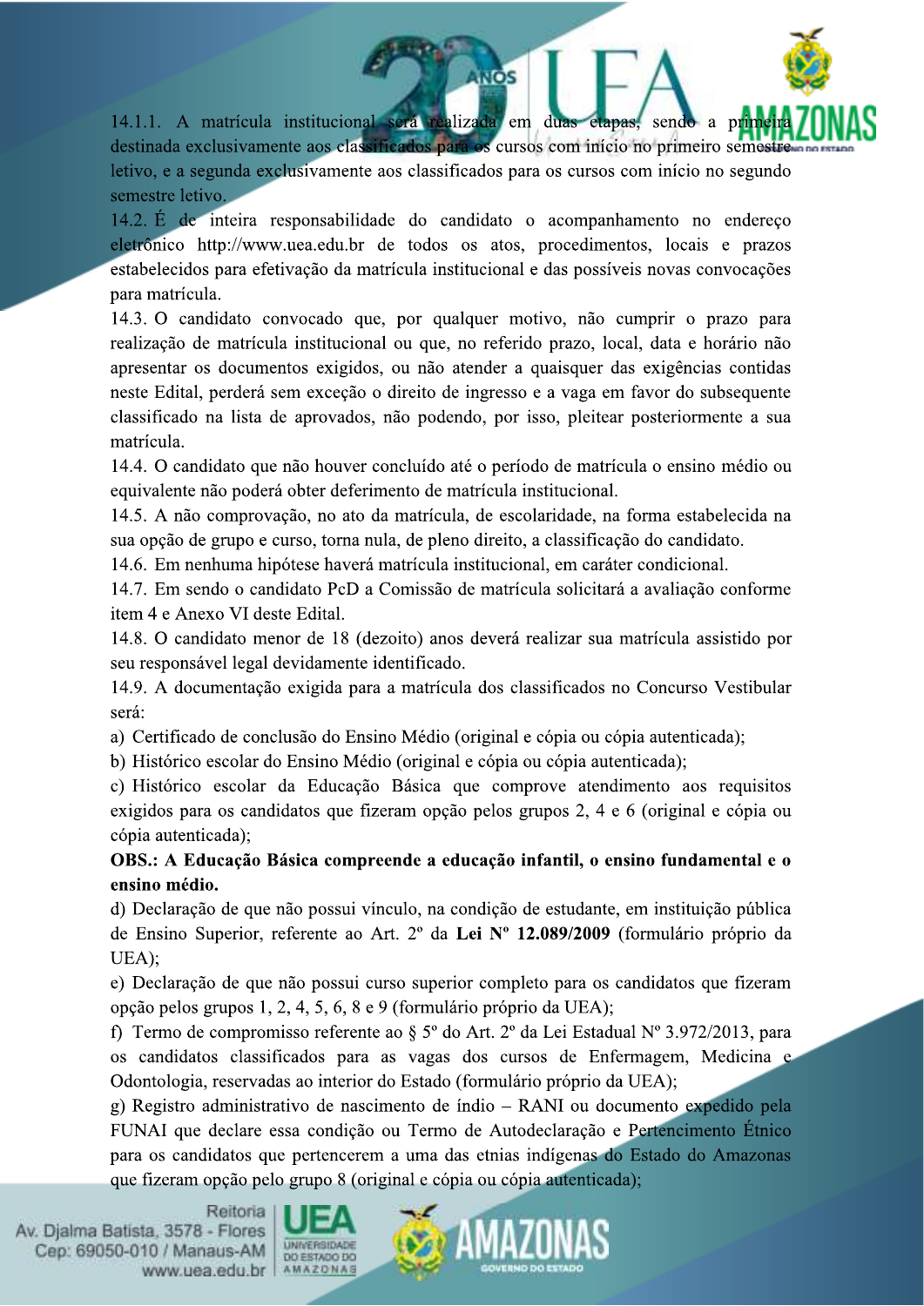14.1.1. A matrícula institucional será realizada em duas etapas, sendo a primeira destinada exclusivamente aos classificados para os cursos com início no primeiro semestre letivo, e a segunda exclusivamente aos classificados para os cursos com início no segundo semestre letivo.

14.2. É de inteira responsabilidade do candidato o acompanhamento no endereço eletrônico http://www.uea.edu.br de todos os atos, procedimentos, locais e prazos estabelecidos para efetivação da matrícula institucional e das possíveis novas convocações para matrícula.

14.3. O candidato convocado que, por qualquer motivo, não cumprir o prazo para realização de matrícula institucional ou que, no referido prazo, local, data e horário não apresentar os documentos exigidos, ou não atender a quaisquer das exigências contidas neste Edital, perderá sem exceção o direito de ingresso e a vaga em favor do subsequente classificado na lista de aprovados, não podendo, por isso, pleitear posteriormente a sua matrícula.

14.4. O candidato que não houver concluído até o período de matrícula o ensino médio ou equivalente não poderá obter deferimento de matrícula institucional.

14.5. A não comprovação, no ato da matrícula, de escolaridade, na forma estabelecida na sua opção de grupo e curso, torna nula, de pleno direito, a classificação do candidato.

14.6. Em nenhuma hipótese haverá matrícula institucional, em caráter condicional.

14.7. Em sendo o candidato PcD a Comissão de matrícula solicitará a avaliação conforme item 4 e Anexo VI deste Edital.

14.8. O candidato menor de 18 (dezoito) anos deverá realizar sua matrícula assistido por seu responsável legal devidamente identificado.

14.9. A documentação exigida para a matrícula dos classificados no Concurso Vestibular será:

a) Certificado de conclusão do Ensino Médio (original e cópia ou cópia autenticada);

b) Histórico escolar do Ensino Médio (original e cópia ou cópia autenticada);

c) Histórico escolar da Educação Básica que comprove atendimento aos requisitos exigidos para os candidatos que fizeram opção pelos grupos 2, 4 e 6 (original e cópia ou cópia autenticada);

**OBS.: A Educação Básica compreende a educação infantil, o ensino fundamental e o ensino médio.**

d) Declaração de que não possui vínculo, na condição de estudante, em instituição pública de Ensino Superior, referente ao Art. 2º da **Lei Nº 12.089/2009** (formulário próprio da UEA);

e) Declaração de que não possui curso superior completo para os candidatos que fizeram opção pelos grupos 1, 2, 4, 5, 6, 8 e 9 (formulário próprio da UEA);

f) Termo de compromisso referente ao § 5º do Art. 2º da Lei Estadual Nº 3.972/2013, para os candidatos classificados para as vagas dos cursos de Enfermagem, Medicina e Odontologia, reservadas ao interior do Estado (formulário próprio da UEA);

g) Registro administrativo de nascimento de índio – RANI ou documento expedido pela FUNAI que declare essa condição ou Termo de Autodeclaração e Pertencimento Étnico para os candidatos que pertencerem a uma das etnias indígenas do Estado do Amazonas que fizeram opção pelo grupo 8 (original e cópia ou cópia autenticada);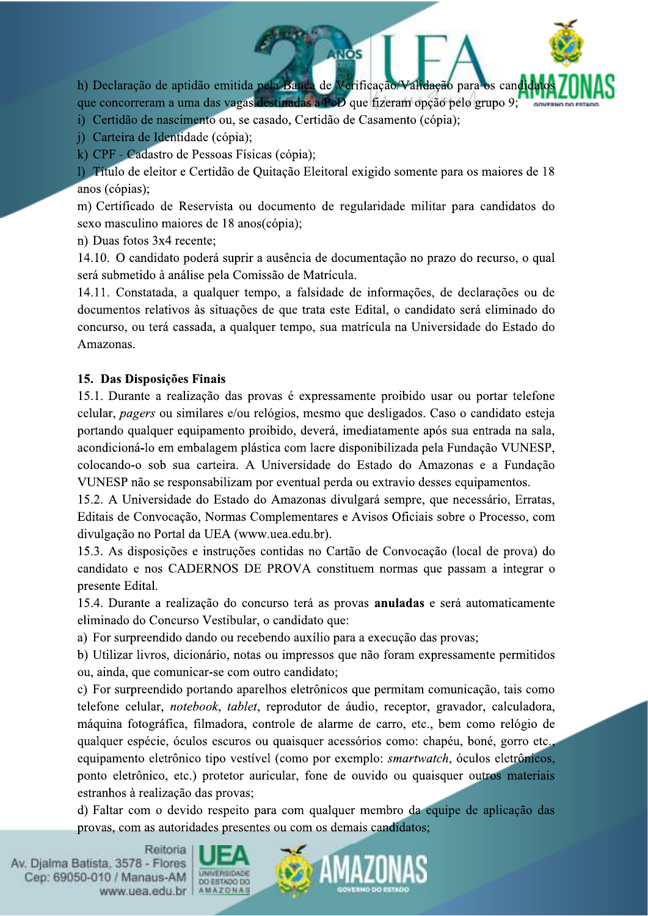h) Declaração de aptidão emitida pela Banca de Verificação/Validação para os candidatos que concorreram a uma das vagas destinadas a PcD que fizeram opção pelo grupo 9;

i) Certidão de nascimento ou, se casado, Certidão de Casamento (cópia);

j) Carteira de Identidade (cópia);

k) CPF - Cadastro de Pessoas Físicas (cópia);

l) Título de eleitor e Certidão de Quitação Eleitoral exigido somente para os maiores de 18 anos (cópias);

m) Certificado de Reservista ou documento de regularidade militar para candidatos do sexo masculino maiores de 18 anos(cópia);

n) Duas fotos 3x4 recente;

14.10. O candidato poderá suprir a ausência de documentação no prazo do recurso, o qual será submetido à análise pela Comissão de Matrícula.

14.11. Constatada, a qualquer tempo, a falsidade de informações, de declarações ou de documentos relativos às situações de que trata este Edital, o candidato será eliminado do concurso, ou terá cassada, a qualquer tempo, sua matrícula na Universidade do Estado do Amazonas.

## 15. Das Disposições Finais

15.1. Durante a realização das provas é expressamente proibido usar ou portar telefone celular, *pagers* ou similares e/ou relógios, mesmo que desligados. Caso o candidato esteja portando qualquer equipamento proibido, deverá, imediatamente após sua entrada na sala, acondicioná-lo em embalagem plástica com lacre disponibilizada pela Fundação VUNESP, colocando-o sob sua carteira. A Universidade do Estado do Amazonas e a Fundação VUNESP não se responsabilizam por eventual perda ou extravio desses equipamentos.

15.2. A Universidade do Estado do Amazonas divulgará sempre, que necessário, Erratas, Editais de Convocação, Normas Complementares e Avisos Oficiais sobre o Processo, com divulgação no Portal da UEA (www.uea.edu.br).

15.3. As disposições e instruções contidas no Cartão de Convocação (local de prova) do candidato e nos CADERNOS DE PROVA constituem normas que passam a integrar o presente Edital.

15.4. Durante a realização do concurso terá as provas **anuladas** e será automaticamente eliminado do Concurso Vestibular, o candidato que:

a) For surpreendido dando ou recebendo auxílio para a execução das provas;

b) Utilizar livros, dicionário, notas ou impressos que não foram expressamente permitidos ou, ainda, que comunicar-se com outro candidato;

c) For surpreendido portando aparelhos eletrônicos que permitam comunicação, tais como telefone celular, *notebook*, *tablet*, reprodutor de áudio, receptor, gravador, calculadora, máquina fotográfica, filmadora, controle de alarme de carro, etc., bem como relógio de qualquer espécie, óculos escuros ou quaisquer acessórios como: chapéu, boné, gorro etc., equipamento eletrônico tipo vestível (como por exemplo: *smartwatch*, óculos eletrônicos, ponto eletrônico, etc.) protetor auricular, fone de ouvido ou quaisquer outros materiais estranhos à realização das provas;

d) Faltar com o devido respeito para com qualquer membro da equipe de aplicação das provas, com as autoridades presentes ou com os demais candidatos;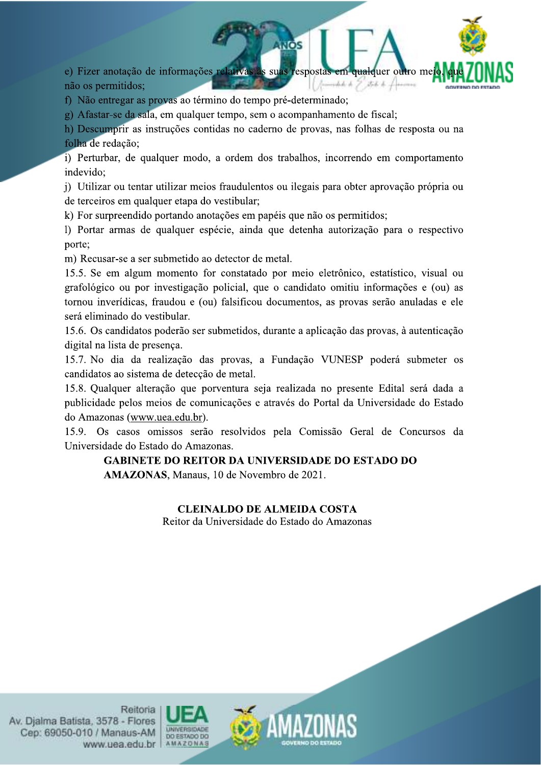e) Fazer anotação de informações relativas às suas respostas em qualquer outro meio, que não os permitidos;

f) Não entregar as provas ao término do tempo pré-determinado;

g) Afastar-se da sala, em qualquer tempo, sem o acompanhamento de fiscal;

h) Descumprir as instruções contidas no caderno de provas, nas folhas de resposta ou na folha de redação;

i) Perturbar, de qualquer modo, a ordem dos trabalhos, incorrendo em comportamento indevido;

j) Utilizar ou tentar utilizar meios fraudulentos ou ilegais para obter aprovação própria ou de terceiros em qualquer etapa do vestibular;

k) For surpreendido portando anotações em papéis que não os permitidos;

l) Portar armas de qualquer espécie, ainda que detenha autorização para o respectivo porte;

m) Recusar-se a ser submetido ao detector de metal.

15.5. Se em algum momento for constatado por meio eletrônico, estatístico, visual ou grafológico ou por investigação policial, que o candidato omitiu informações e (ou) as tornou inverídicas, fraudou e (ou) falsificou documentos, as provas serão anuladas e ele será eliminado do vestibular.

15.6. Os candidatos poderão ser submetidos, durante a aplicação das provas, à autenticação digital na lista de presença.

15.7. No dia da realização das provas, a Fundação VUNESP poderá submeter os candidatos ao sistema de detecção de metal.

15.8. Qualquer alteração que porventura seja realizada no presente Edital será dada a publicidade pelos meios de comunicações e através do Portal da Universidade do Estado do Amazonas (www.uea.edu.br).

15.9. Os casos omissos serão resolvidos pela Comissão Geral de Concursos da Universidade do Estado do Amazonas.

**GABINETE DO REITOR DA UNIVERSIDADE DO ESTADO DO AMAZONAS**, Manaus, 10 de Novembro de 2021.

**CLEINALDO DE ALMEIDA COSTA**
Reitor da Universidade do Estado do Amazonas